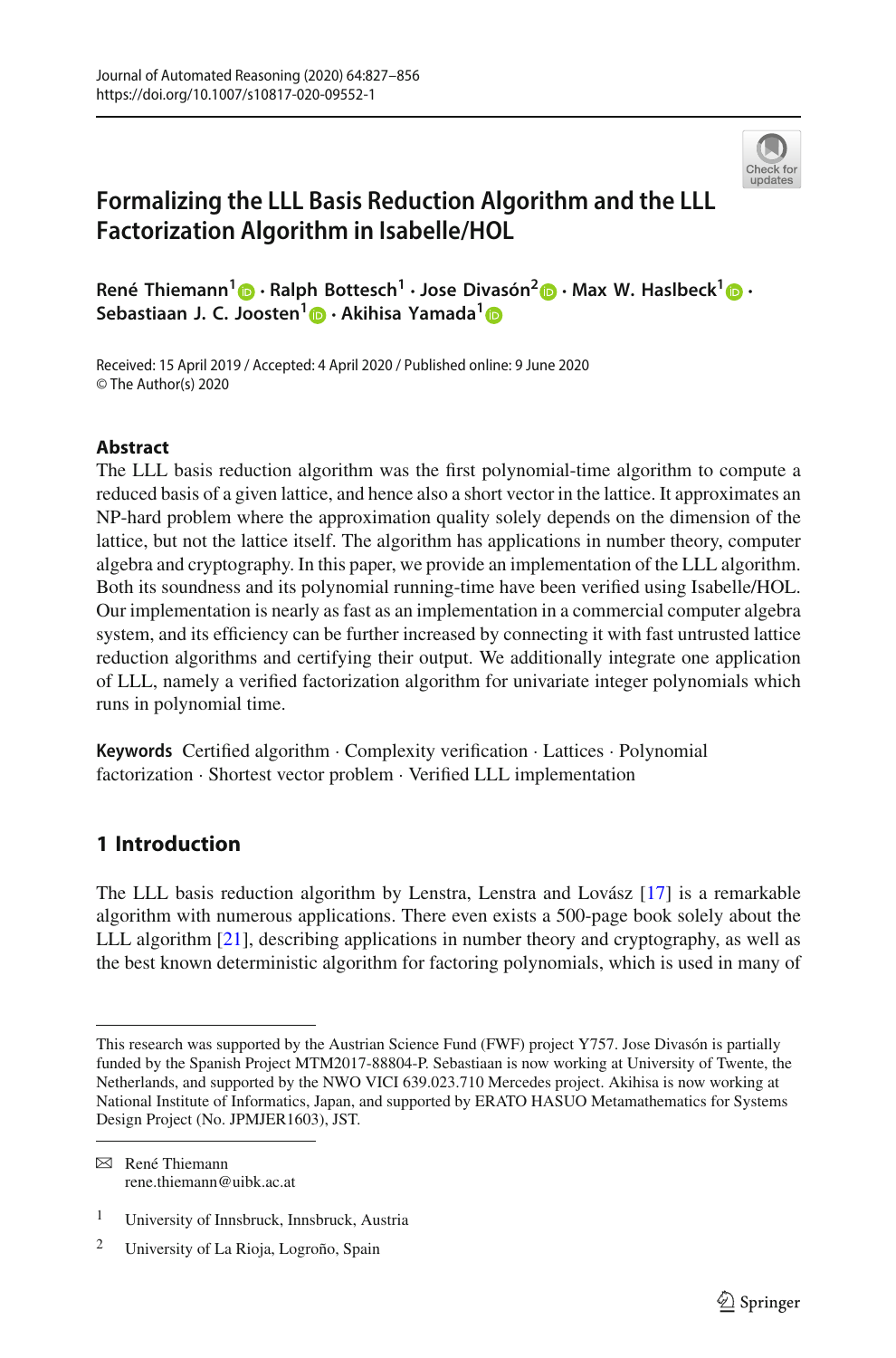# Formalizing the LLL Basis Reduction Algorithm and the LLL Factorization Algorithm in Isabelle/HOL

**René Thiemann[1] · Ralph Bottesch[1] · Jose Divasón[2] · Max W. Haslbeck[1] · Sebastiaan J. C. Joosten[1] · Akihisa Yamada[1]**

Received: 15 April 2019 / Accepted: 4 April 2020 / Published online: 9 June 2020
© The Author(s) 2020

## Abstract

The LLL basis reduction algorithm was the first polynomial-time algorithm to compute a reduced basis of a given lattice, and hence also a short vector in the lattice. It approximates an NP-hard problem where the approximation quality solely depends on the dimension of the lattice, but not the lattice itself. The algorithm has applications in number theory, computer algebra and cryptography. In this paper, we provide an implementation of the LLL algorithm. Both its soundness and its polynomial running-time have been verified using Isabelle/HOL. Our implementation is nearly as fast as an implementation in a commercial computer algebra system, and its efficiency can be further increased by connecting it with fast untrusted lattice reduction algorithms and certifying their output. We additionally integrate one application of LLL, namely a verified factorization algorithm for univariate integer polynomials which runs in polynomial time.

**Keywords** Certified algorithm · Complexity verification · Lattices · Polynomial factorization · Shortest vector problem · Verified LLL implementation

## 1 Introduction

The LLL basis reduction algorithm by Lenstra, Lenstra and Lovász [17] is a remarkable algorithm with numerous applications. There even exists a 500-page book solely about the LLL algorithm [21], describing applications in number theory and cryptography, as well as the best known deterministic algorithm for factoring polynomials, which is used in many of

---

This research was supported by the Austrian Science Fund (FWF) project Y757. Jose Divasón is partially funded by the Spanish Project MTM2017-88804-P. Sebastiaan is now working at University of Twente, the Netherlands, and supported by the NWO VICI 639.023.710 Mercedes project. Akihisa is now working at National Institute of Informatics, Japan, and supported by ERATO HASUO Metamathematics for Systems Design Project (No. JPMJER1603), JST.

✉ René Thiemann
rene.thiemann@uibk.ac.at

[1] University of Innsbruck, Innsbruck, Austria

[2] University of La Rioja, Logroño, Spain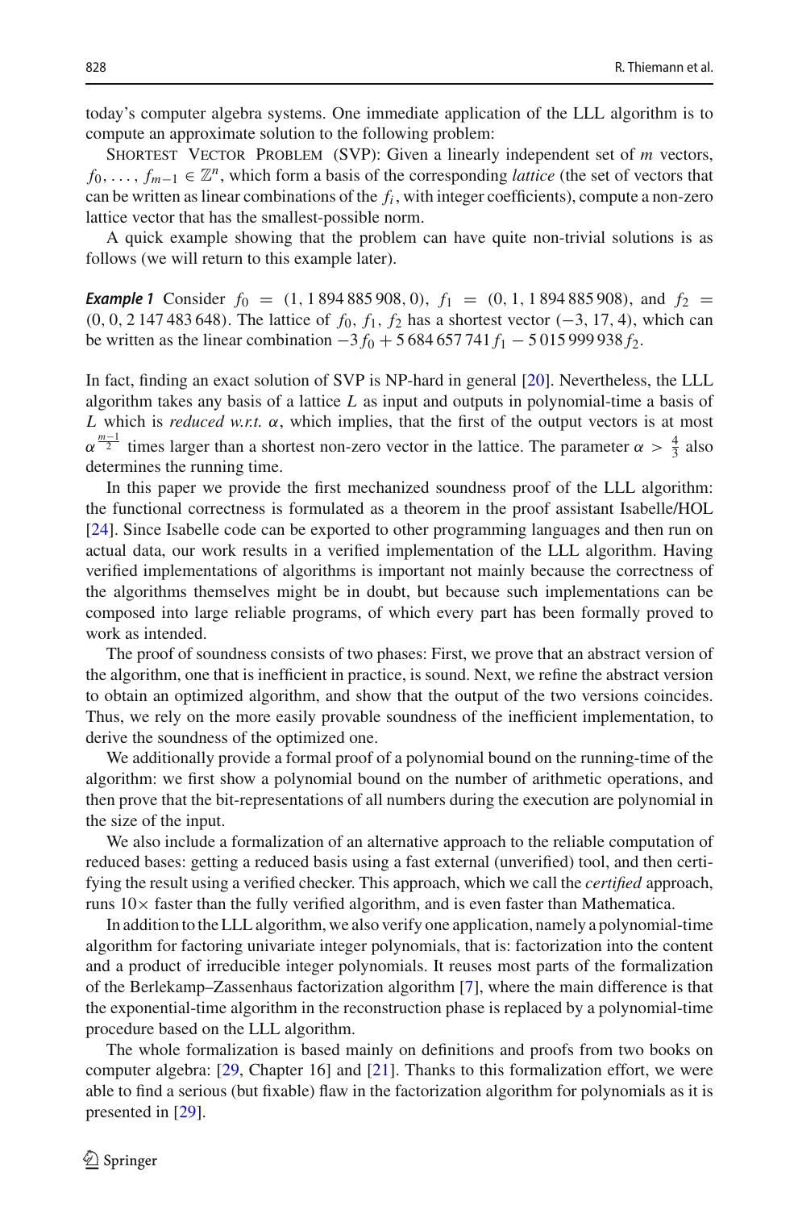today's computer algebra systems. One immediate application of the LLL algorithm is to compute an approximate solution to the following problem:

SHORTEST VECTOR PROBLEM (SVP): Given a linearly independent set of $m$ vectors, $f_0, \ldots, f_{m-1} \in \mathbb{Z}^n$, which form a basis of the corresponding *lattice* (the set of vectors that can be written as linear combinations of the $f_i$, with integer coefficients), compute a non-zero lattice vector that has the smallest-possible norm.

A quick example showing that the problem can have quite non-trivial solutions is as follows (we will return to this example later).

***Example 1*** Consider $f_0 = (1, 1\,894\,885\,908, 0)$, $f_1 = (0, 1, 1\,894\,885\,908)$, and $f_2 = (0, 0, 2\,147\,483\,648)$. The lattice of $f_0, f_1, f_2$ has a shortest vector $(-3, 17, 4)$, which can be written as the linear combination $-3\,f_0 + 5\,684\,657\,741\,f_1 - 5\,015\,999\,938\,f_2$.

In fact, finding an exact solution of SVP is NP-hard in general [20]. Nevertheless, the LLL algorithm takes any basis of a lattice $L$ as input and outputs in polynomial-time a basis of $L$ which is *reduced w.r.t.* $\alpha$, which implies, that the first of the output vectors is at most $\alpha^{\frac{m-1}{2}}$ times larger than a shortest non-zero vector in the lattice. The parameter $\alpha > \frac{4}{3}$ also determines the running time.

In this paper we provide the first mechanized soundness proof of the LLL algorithm: the functional correctness is formulated as a theorem in the proof assistant Isabelle/HOL [24]. Since Isabelle code can be exported to other programming languages and then run on actual data, our work results in a verified implementation of the LLL algorithm. Having verified implementations of algorithms is important not mainly because the correctness of the algorithms themselves might be in doubt, but because such implementations can be composed into large reliable programs, of which every part has been formally proved to work as intended.

The proof of soundness consists of two phases: First, we prove that an abstract version of the algorithm, one that is inefficient in practice, is sound. Next, we refine the abstract version to obtain an optimized algorithm, and show that the output of the two versions coincides. Thus, we rely on the more easily provable soundness of the inefficient implementation, to derive the soundness of the optimized one.

We additionally provide a formal proof of a polynomial bound on the running-time of the algorithm: we first show a polynomial bound on the number of arithmetic operations, and then prove that the bit-representations of all numbers during the execution are polynomial in the size of the input.

We also include a formalization of an alternative approach to the reliable computation of reduced bases: getting a reduced basis using a fast external (unverified) tool, and then certifying the result using a verified checker. This approach, which we call the *certified* approach, runs 10× faster than the fully verified algorithm, and is even faster than Mathematica.

In addition to the LLL algorithm, we also verify one application, namely a polynomial-time algorithm for factoring univariate integer polynomials, that is: factorization into the content and a product of irreducible integer polynomials. It reuses most parts of the formalization of the Berlekamp–Zassenhaus factorization algorithm [7], where the main difference is that the exponential-time algorithm in the reconstruction phase is replaced by a polynomial-time procedure based on the LLL algorithm.

The whole formalization is based mainly on definitions and proofs from two books on computer algebra: [29, Chapter 16] and [21]. Thanks to this formalization effort, we were able to find a serious (but fixable) flaw in the factorization algorithm for polynomials as it is presented in [29].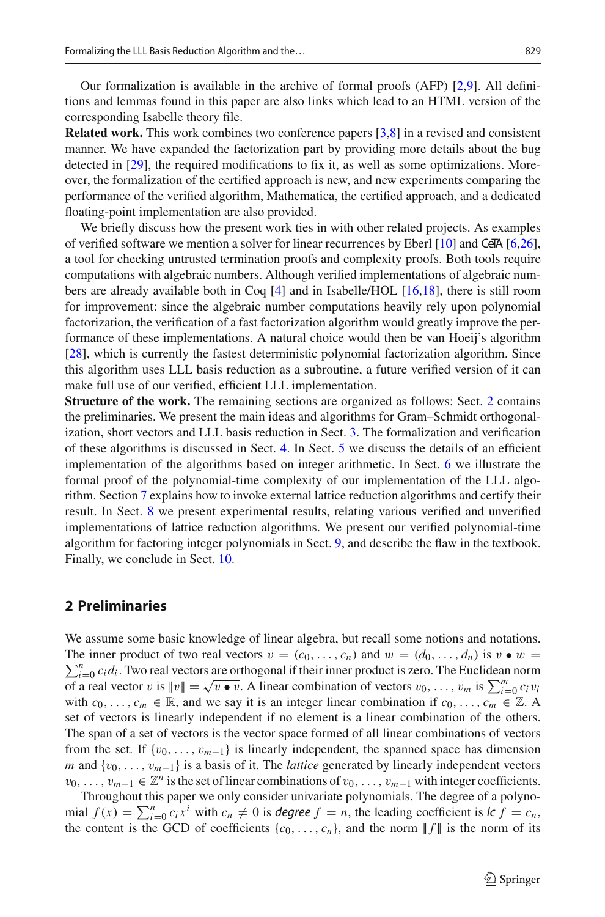Our formalization is available in the archive of formal proofs (AFP) [2,9]. All definitions and lemmas found in this paper are also links which lead to an HTML version of the corresponding Isabelle theory file.

**Related work.** This work combines two conference papers [3,8] in a revised and consistent manner. We have expanded the factorization part by providing more details about the bug detected in [29], the required modifications to fix it, as well as some optimizations. Moreover, the formalization of the certified approach is new, and new experiments comparing the performance of the verified algorithm, Mathematica, the certified approach, and a dedicated floating-point implementation are also provided.

We briefly discuss how the present work ties in with other related projects. As examples of verified software we mention a solver for linear recurrences by Eberl [10] and CeTA [6,26], a tool for checking untrusted termination proofs and complexity proofs. Both tools require computations with algebraic numbers. Although verified implementations of algebraic numbers are already available both in Coq [4] and in Isabelle/HOL [16,18], there is still room for improvement: since the algebraic number computations heavily rely upon polynomial factorization, the verification of a fast factorization algorithm would greatly improve the performance of these implementations. A natural choice would then be van Hoeij's algorithm [28], which is currently the fastest deterministic polynomial factorization algorithm. Since this algorithm uses LLL basis reduction as a subroutine, a future verified version of it can make full use of our verified, efficient LLL implementation.

**Structure of the work.** The remaining sections are organized as follows: Sect. 2 contains the preliminaries. We present the main ideas and algorithms for Gram–Schmidt orthogonalization, short vectors and LLL basis reduction in Sect. 3. The formalization and verification of these algorithms is discussed in Sect. 4. In Sect. 5 we discuss the details of an efficient implementation of the algorithms based on integer arithmetic. In Sect. 6 we illustrate the formal proof of the polynomial-time complexity of our implementation of the LLL algorithm. Section 7 explains how to invoke external lattice reduction algorithms and certify their result. In Sect. 8 we present experimental results, relating various verified and unverified implementations of lattice reduction algorithms. We present our verified polynomial-time algorithm for factoring integer polynomials in Sect. 9, and describe the flaw in the textbook. Finally, we conclude in Sect. 10.

## 2 Preliminaries

We assume some basic knowledge of linear algebra, but recall some notions and notations. The inner product of two real vectors $v = (c_0, \ldots, c_n)$ and $w = (d_0, \ldots, d_n)$ is $v \bullet w = \sum_{i=0}^{n} c_i d_i$. Two real vectors are orthogonal if their inner product is zero. The Euclidean norm of a real vector $v$ is $\|v\| = \sqrt{v \bullet v}$. A linear combination of vectors $v_0, \ldots, v_m$ is $\sum_{i=0}^{m} c_i v_i$ with $c_0, \ldots, c_m \in \mathbb{R}$, and we say it is an integer linear combination if $c_0, \ldots, c_m \in \mathbb{Z}$. A set of vectors is linearly independent if no element is a linear combination of the others. The span of a set of vectors is the vector space formed of all linear combinations of vectors from the set. If $\{v_0, \ldots, v_{m-1}\}$ is linearly independent, the spanned space has dimension $m$ and $\{v_0, \ldots, v_{m-1}\}$ is a basis of it. The *lattice* generated by linearly independent vectors $v_0, \ldots, v_{m-1} \in \mathbb{Z}^n$ is the set of linear combinations of $v_0, \ldots, v_{m-1}$ with integer coefficients.

Throughout this paper we only consider univariate polynomials. The degree of a polynomial $f(x) = \sum_{i=0}^{n} c_i x^i$ with $c_n \neq 0$ is *degree* $f = n$, the leading coefficient is *lc* $f = c_n$, the content is the GCD of coefficients $\{c_0, \ldots, c_n\}$, and the norm $\|f\|$ is the norm of its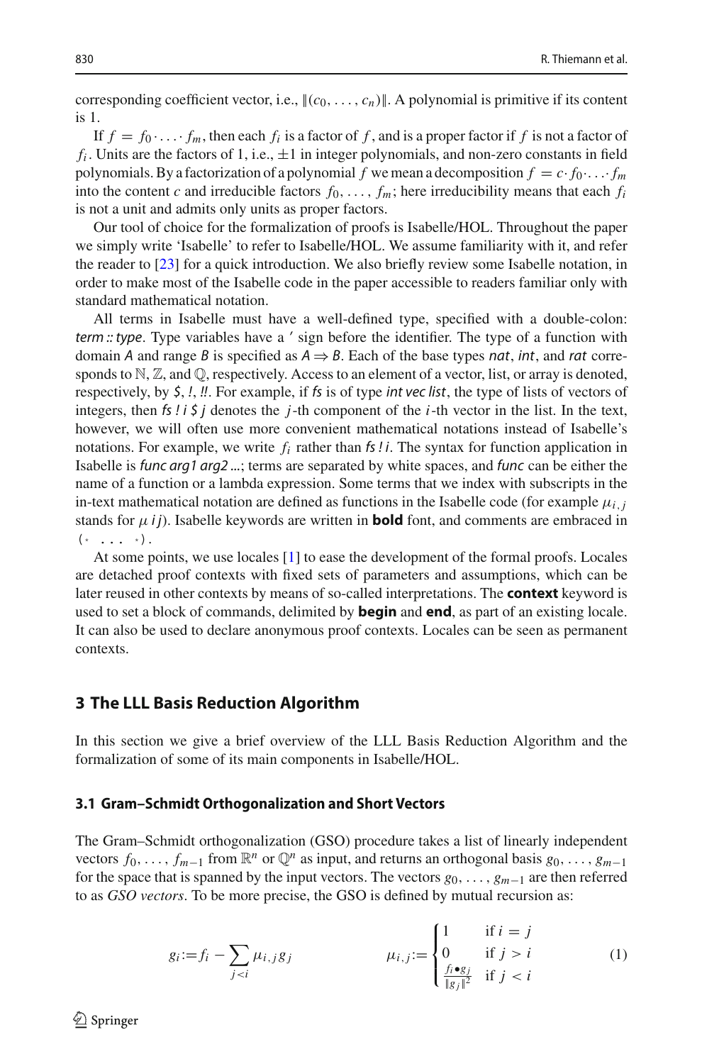corresponding coefficient vector, i.e., $\|(c_0, \ldots, c_n)\|$. A polynomial is primitive if its content is 1.

If $f = f_0 \cdot \ldots \cdot f_m$, then each $f_i$ is a factor of $f$, and is a proper factor if $f$ is not a factor of $f_i$. Units are the factors of 1, i.e., $\pm 1$ in integer polynomials, and non-zero constants in field polynomials. By a factorization of a polynomial $f$ we mean a decomposition $f = c \cdot f_0 \cdot \ldots \cdot f_m$ into the content $c$ and irreducible factors $f_0, \ldots, f_m$; here irreducibility means that each $f_i$ is not a unit and admits only units as proper factors.

Our tool of choice for the formalization of proofs is Isabelle/HOL. Throughout the paper we simply write 'Isabelle' to refer to Isabelle/HOL. We assume familiarity with it, and refer the reader to [23] for a quick introduction. We also briefly review some Isabelle notation, in order to make most of the Isabelle code in the paper accessible to readers familiar only with standard mathematical notation.

All terms in Isabelle must have a well-defined type, specified with a double-colon: *term :: type*. Type variables have a *'* sign before the identifier. The type of a function with domain *A* and range *B* is specified as *A ⇒ B*. Each of the base types *nat*, *int*, and *rat* corresponds to $\mathbb{N}$, $\mathbb{Z}$, and $\mathbb{Q}$, respectively. Access to an element of a vector, list, or array is denoted, respectively, by *$*, *!*, *!!*. For example, if *fs* is of type *int vec list*, the type of lists of vectors of integers, then *fs ! i $ j* denotes the $j$-th component of the $i$-th vector in the list. In the text, however, we will often use more convenient mathematical notations instead of Isabelle's notations. For example, we write $f_i$ rather than *fs ! i*. The syntax for function application in Isabelle is *func arg1 arg2 ...*; terms are separated by white spaces, and *func* can be either the name of a function or a lambda expression. Some terms that we index with subscripts in the in-text mathematical notation are defined as functions in the Isabelle code (for example $\mu_{i,j}$ stands for *μ i j*). Isabelle keywords are written in **bold** font, and comments are embraced in `(* ... *)`.

At some points, we use locales [1] to ease the development of the formal proofs. Locales are detached proof contexts with fixed sets of parameters and assumptions, which can be later reused in other contexts by means of so-called interpretations. The **context** keyword is used to set a block of commands, delimited by **begin** and **end**, as part of an existing locale. It can also be used to declare anonymous proof contexts. Locales can be seen as permanent contexts.

## 3 The LLL Basis Reduction Algorithm

In this section we give a brief overview of the LLL Basis Reduction Algorithm and the formalization of some of its main components in Isabelle/HOL.

### 3.1 Gram–Schmidt Orthogonalization and Short Vectors

The Gram–Schmidt orthogonalization (GSO) procedure takes a list of linearly independent vectors $f_0, \ldots, f_{m-1}$ from $\mathbb{R}^n$ or $\mathbb{Q}^n$ as input, and returns an orthogonal basis $g_0, \ldots, g_{m-1}$ for the space that is spanned by the input vectors. The vectors $g_0, \ldots, g_{m-1}$ are then referred to as *GSO vectors*. To be more precise, the GSO is defined by mutual recursion as:

$$g_i := f_i - \sum_{j<i} \mu_{i,j} g_j \qquad\qquad \mu_{i,j} := \begin{cases} 1 & \text{if } i = j \\ 0 & \text{if } j > i \\ \frac{f_i \bullet g_j}{\|g_j\|^2} & \text{if } j < i \end{cases} \tag{1}$$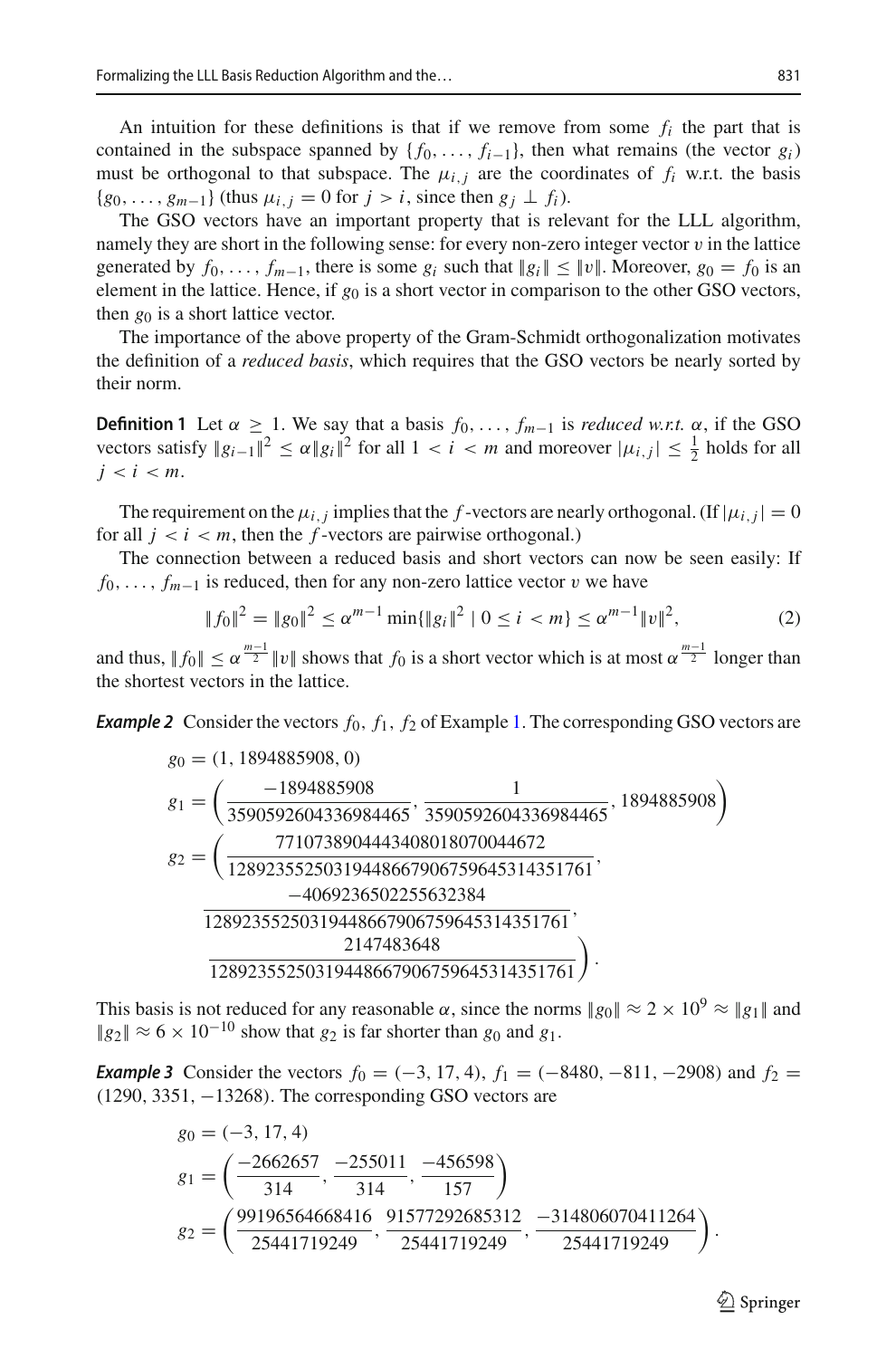An intuition for these definitions is that if we remove from some $f_i$ the part that is contained in the subspace spanned by $\{f_0, \ldots, f_{i-1}\}$, then what remains (the vector $g_i$) must be orthogonal to that subspace. The $\mu_{i,j}$ are the coordinates of $f_i$ w.r.t. the basis $\{g_0, \ldots, g_{m-1}\}$ (thus $\mu_{i,j} = 0$ for $j > i$, since then $g_j \perp f_i$).

The GSO vectors have an important property that is relevant for the LLL algorithm, namely they are short in the following sense: for every non-zero integer vector $v$ in the lattice generated by $f_0, \ldots, f_{m-1}$, there is some $g_i$ such that $\|g_i\| \leq \|v\|$. Moreover, $g_0 = f_0$ is an element in the lattice. Hence, if $g_0$ is a short vector in comparison to the other GSO vectors, then $g_0$ is a short lattice vector.

The importance of the above property of the Gram-Schmidt orthogonalization motivates the definition of a *reduced basis*, which requires that the GSO vectors be nearly sorted by their norm.

**Definition 1** Let $\alpha \geq 1$. We say that a basis $f_0, \ldots, f_{m-1}$ is *reduced w.r.t.* $\alpha$, if the GSO vectors satisfy $\|g_{i-1}\|^2 \leq \alpha \|g_i\|^2$ for all $1 < i < m$ and moreover $|\mu_{i,j}| \leq \frac{1}{2}$ holds for all $j < i < m$.

The requirement on the $\mu_{i,j}$ implies that the $f$-vectors are nearly orthogonal. (If $|\mu_{i,j}| = 0$ for all $j < i < m$, then the $f$-vectors are pairwise orthogonal.)

The connection between a reduced basis and short vectors can now be seen easily: If $f_0, \ldots, f_{m-1}$ is reduced, then for any non-zero lattice vector $v$ we have

$$\|f_0\|^2 = \|g_0\|^2 \leq \alpha^{m-1} \min\{\|g_i\|^2 \mid 0 \leq i < m\} \leq \alpha^{m-1} \|v\|^2, \tag{2}$$

and thus, $\|f_0\| \leq \alpha^{\frac{m-1}{2}} \|v\|$ shows that $f_0$ is a short vector which is at most $\alpha^{\frac{m-1}{2}}$ longer than the shortest vectors in the lattice.

***Example 2*** Consider the vectors $f_0, f_1, f_2$ of Example 1. The corresponding GSO vectors are

$$g_0 = (1, 1894885908, 0)$$

$$g_1 = \left(\frac{-1894885908}{3590592604336984465}, \frac{1}{3590592604336984465}, 1894885908\right)$$

$$g_2 = \left(\frac{7710738904443408018070044672}{12892355250319448667906759645314351761}, \frac{-4069236502255632384}{12892355250319448667906759645314351761}, \frac{2147483648}{12892355250319448667906759645314351761}\right).$$

This basis is not reduced for any reasonable $\alpha$, since the norms $\|g_0\| \approx 2 \times 10^9 \approx \|g_1\|$ and $\|g_2\| \approx 6 \times 10^{-10}$ show that $g_2$ is far shorter than $g_0$ and $g_1$.

***Example 3*** Consider the vectors $f_0 = (-3, 17, 4)$, $f_1 = (-8480, -811, -2908)$ and $f_2 = (1290, 3351, -13268)$. The corresponding GSO vectors are

$$g_0 = (-3, 17, 4)$$

$$g_1 = \left(\frac{-2662657}{314}, \frac{-255011}{314}, \frac{-456598}{157}\right)$$

$$g_2 = \left(\frac{99196564668416}{25441719249}, \frac{91577292685312}{25441719249}, \frac{-314806070411264}{25441719249}\right).$$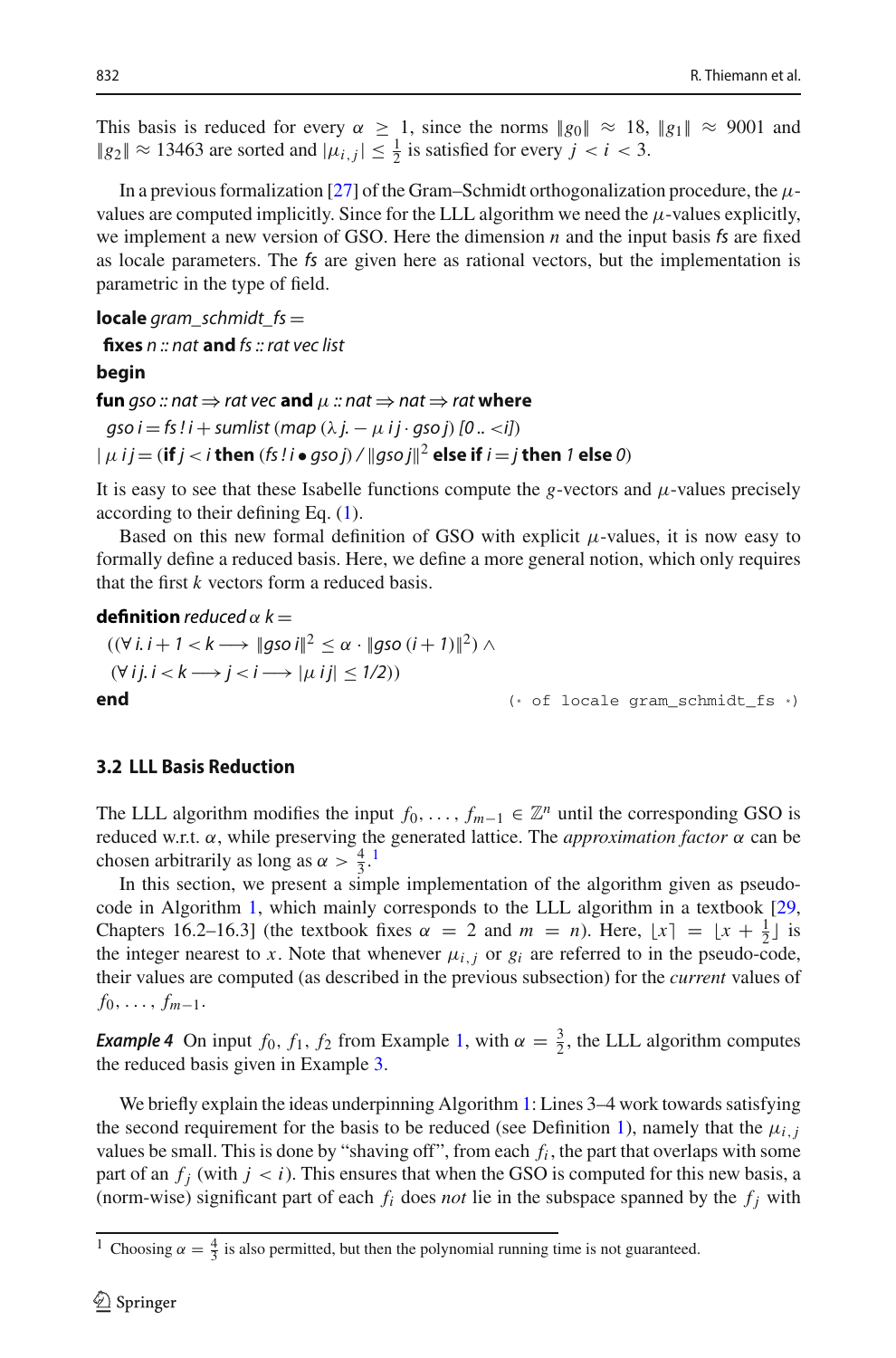This basis is reduced for every $\alpha \geq 1$, since the norms $\|g_0\| \approx 18$, $\|g_1\| \approx 9001$ and $\|g_2\| \approx 13463$ are sorted and $|\mu_{i,j}| \leq \frac{1}{2}$ is satisfied for every $j < i < 3$.

In a previous formalization [27] of the Gram–Schmidt orthogonalization procedure, the $\mu$-values are computed implicitly. Since for the LLL algorithm we need the $\mu$-values explicitly, we implement a new version of GSO. Here the dimension $n$ and the input basis *fs* are fixed as locale parameters. The *fs* are given here as rational vectors, but the implementation is parametric in the type of field.

```
locale gram_schmidt_fs =
 fixes n :: nat and fs :: rat vec list
begin
fun gso :: nat ⇒ rat vec and μ :: nat ⇒ nat ⇒ rat where
  gso i = fs ! i + sumlist (map (λ j. − μ i j · gso j) [0 ..< i])
| μ i j = (if j < i then (fs ! i • gso j) / ‖gso j‖² else if i = j then 1 else 0)
```

It is easy to see that these Isabelle functions compute the $g$-vectors and $\mu$-values precisely according to their defining Eq. (1).

Based on this new formal definition of GSO with explicit $\mu$-values, it is now easy to formally define a reduced basis. Here, we define a more general notion, which only requires that the first $k$ vectors form a reduced basis.

```
definition reduced α k =
  ((∀ i. i + 1 < k ⟶ ‖gso i‖² ≤ α · ‖gso (i + 1)‖²) ∧
  (∀ i j. i < k ⟶ j < i ⟶ |μ i j| ≤ 1/2))
end                                          (* of locale gram_schmidt_fs *)
```

### 3.2 LLL Basis Reduction

The LLL algorithm modifies the input $f_0, \ldots, f_{m-1} \in \mathbb{Z}^n$ until the corresponding GSO is reduced w.r.t. $\alpha$, while preserving the generated lattice. The *approximation factor* $\alpha$ can be chosen arbitrarily as long as $\alpha > \frac{4}{3}$.[1]

In this section, we present a simple implementation of the algorithm given as pseudo-code in Algorithm 1, which mainly corresponds to the LLL algorithm in a textbook [29, Chapters 16.2–16.3] (the textbook fixes $\alpha = 2$ and $m = n$). Here, $\lfloor x \rceil = \lfloor x + \frac{1}{2} \rfloor$ is the integer nearest to $x$. Note that whenever $\mu_{i,j}$ or $g_i$ are referred to in the pseudo-code, their values are computed (as described in the previous subsection) for the *current* values of $f_0, \ldots, f_{m-1}$.

***Example 4*** On input $f_0$, $f_1$, $f_2$ from Example 1, with $\alpha = \frac{3}{2}$, the LLL algorithm computes the reduced basis given in Example 3.

We briefly explain the ideas underpinning Algorithm 1: Lines 3–4 work towards satisfying the second requirement for the basis to be reduced (see Definition 1), namely that the $\mu_{i,j}$ values be small. This is done by "shaving off", from each $f_i$, the part that overlaps with some part of an $f_j$ (with $j < i$). This ensures that when the GSO is computed for this new basis, a (norm-wise) significant part of each $f_i$ does *not* lie in the subspace spanned by the $f_j$ with

[1] Choosing $\alpha = \frac{4}{3}$ is also permitted, but then the polynomial running time is not guaranteed.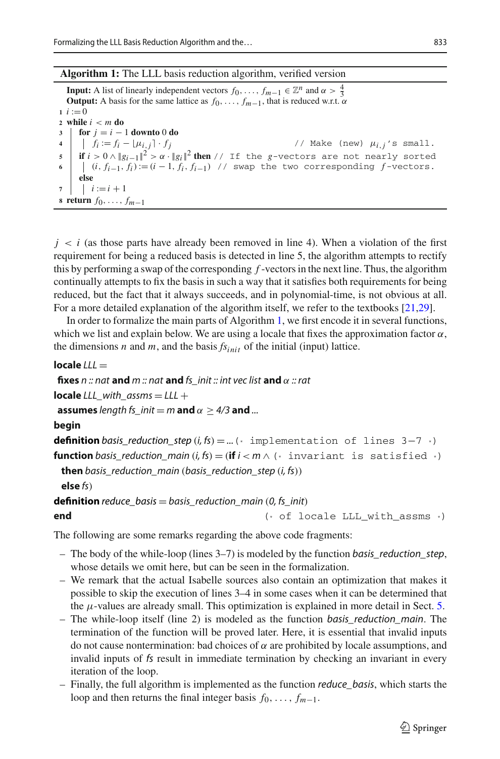**Algorithm 1:** The LLL basis reduction algorithm, verified version

**Input:** A list of linearly independent vectors $f_0, \ldots, f_{m-1} \in \mathbb{Z}^n$ and $\alpha > \frac{4}{3}$
**Output:** A basis for the same lattice as $f_0, \ldots, f_{m-1}$, that is reduced w.r.t. $\alpha$

```
1 i := 0
2 while i < m do
3 |  for j = i − 1 downto 0 do
4 |  |  f_i := f_i − ⌊μ_{i,j}⌉ · f_j                  // Make (new) μ_{i,j}'s small.
5 |  if i > 0 ∧ ‖g_{i−1}‖² > α · ‖g_i‖² then // If the g-vectors are not nearly sorted
6 |  |  (i, f_{i−1}, f_i) := (i − 1, f_i, f_{i−1})  // swap the two corresponding f-vectors.
  |  else
7 |  |  i := i + 1
8 return f_0, ..., f_{m−1}
```

$j < i$ (as those parts have already been removed in line 4). When a violation of the first requirement for being a reduced basis is detected in line 5, the algorithm attempts to rectify this by performing a swap of the corresponding $f$-vectors in the next line. Thus, the algorithm continually attempts to fix the basis in such a way that it satisfies both requirements for being reduced, but the fact that it always succeeds, and in polynomial-time, is not obvious at all. For a more detailed explanation of the algorithm itself, we refer to the textbooks [21,29].

In order to formalize the main parts of Algorithm 1, we first encode it in several functions, which we list and explain below. We are using a locale that fixes the approximation factor $\alpha$, the dimensions $n$ and $m$, and the basis $fs_{init}$ of the initial (input) lattice.

```
locale LLL =
  fixes n :: nat and m :: nat and fs_init :: int vec list and α :: rat
locale LLL_with_assms = LLL +
  assumes length fs_init = m and α ≥ 4/3 and ...
begin
definition basis_reduction_step (i, fs) = ... (* implementation of lines 3−7 *)
function basis_reduction_main (i, fs) = (if i < m ∧ (* invariant is satisfied *)
  then basis_reduction_main (basis_reduction_step (i, fs))
  else fs)
definition reduce_basis = basis_reduction_main (0, fs_init)
end                                        (* of locale LLL_with_assms *)
```

The following are some remarks regarding the above code fragments:

- The body of the while-loop (lines 3–7) is modeled by the function *basis_reduction_step*, whose details we omit here, but can be seen in the formalization.
- We remark that the actual Isabelle sources also contain an optimization that makes it possible to skip the execution of lines 3–4 in some cases when it can be determined that the $\mu$-values are already small. This optimization is explained in more detail in Sect. 5.
- The while-loop itself (line 2) is modeled as the function *basis_reduction_main*. The termination of the function will be proved later. Here, it is essential that invalid inputs do not cause nontermination: bad choices of $\alpha$ are prohibited by locale assumptions, and invalid inputs of *fs* result in immediate termination by checking an invariant in every iteration of the loop.
- Finally, the full algorithm is implemented as the function *reduce_basis*, which starts the loop and then returns the final integer basis $f_0, \ldots, f_{m-1}$.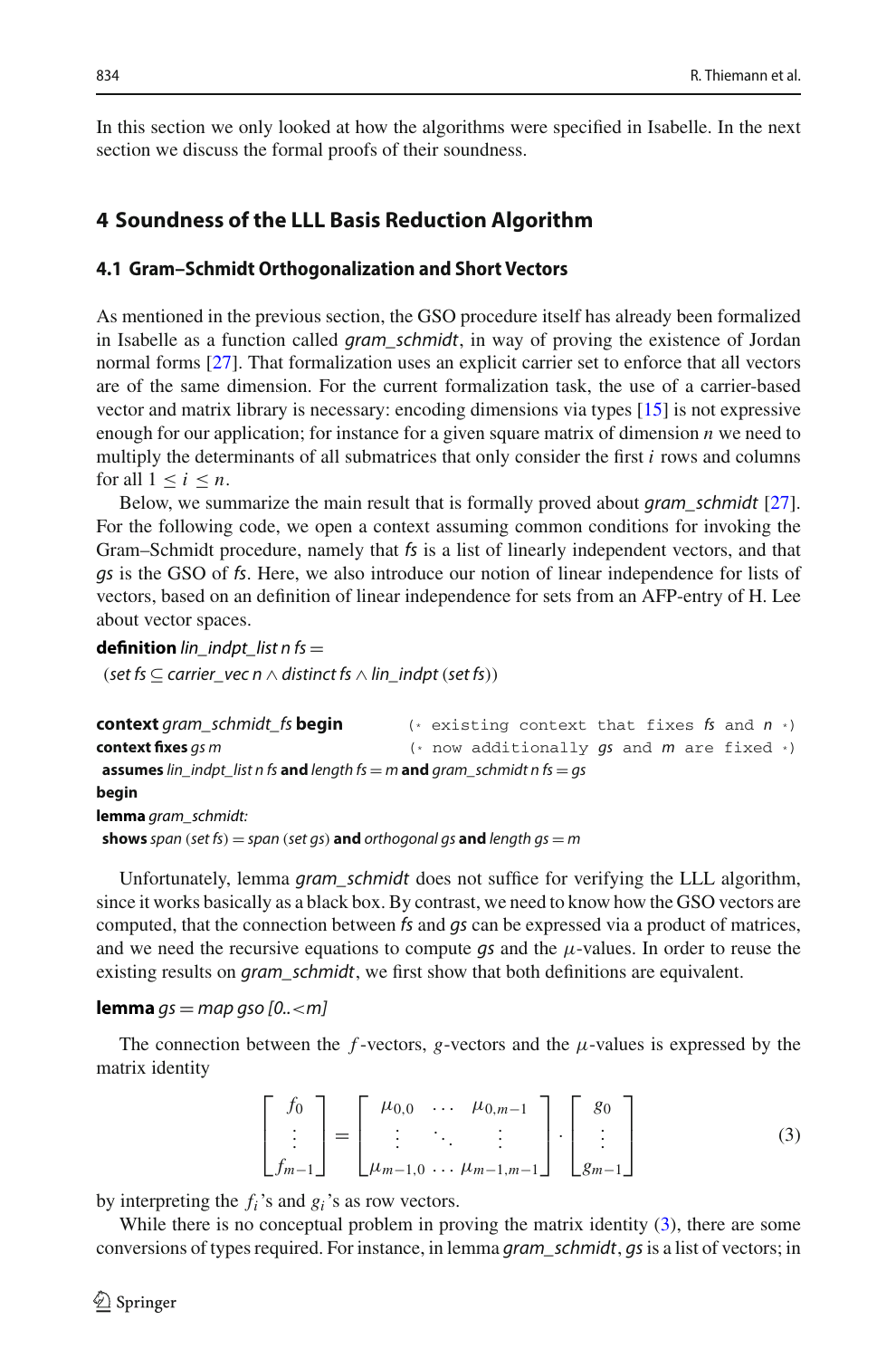In this section we only looked at how the algorithms were specified in Isabelle. In the next section we discuss the formal proofs of their soundness.

## 4 Soundness of the LLL Basis Reduction Algorithm

### 4.1 Gram–Schmidt Orthogonalization and Short Vectors

As mentioned in the previous section, the GSO procedure itself has already been formalized in Isabelle as a function called *gram_schmidt*, in way of proving the existence of Jordan normal forms [27]. That formalization uses an explicit carrier set to enforce that all vectors are of the same dimension. For the current formalization task, the use of a carrier-based vector and matrix library is necessary: encoding dimensions via types [15] is not expressive enough for our application; for instance for a given square matrix of dimension $n$ we need to multiply the determinants of all submatrices that only consider the first $i$ rows and columns for all $1 \leq i \leq n$.

Below, we summarize the main result that is formally proved about *gram_schmidt* [27]. For the following code, we open a context assuming common conditions for invoking the Gram–Schmidt procedure, namely that *fs* is a list of linearly independent vectors, and that *gs* is the GSO of *fs*. Here, we also introduce our notion of linear independence for lists of vectors, based on an definition of linear independence for sets from an AFP-entry of H. Lee about vector spaces.

```
definition lin_indpt_list n fs =
  (set fs ⊆ carrier_vec n ∧ distinct fs ∧ lin_indpt (set fs))

context gram_schmidt_fs begin          (* existing context that fixes fs and n *)
context fixes gs m                     (* now additionally gs and m are fixed *)
 assumes lin_indpt_list n fs and length fs = m and gram_schmidt n fs = gs
begin
lemma gram_schmidt:
 shows span (set fs) = span (set gs) and orthogonal gs and length gs = m
```

Unfortunately, lemma *gram_schmidt* does not suffice for verifying the LLL algorithm, since it works basically as a black box. By contrast, we need to know how the GSO vectors are computed, that the connection between *fs* and *gs* can be expressed via a product of matrices, and we need the recursive equations to compute *gs* and the $\mu$-values. In order to reuse the existing results on *gram_schmidt*, we first show that both definitions are equivalent.

```
lemma gs = map gso [0..<m]
```

The connection between the $f$-vectors, $g$-vectors and the $\mu$-values is expressed by the matrix identity

$$\begin{bmatrix} f_0 \\ \vdots \\ f_{m-1} \end{bmatrix} = \begin{bmatrix} \mu_{0,0} & \cdots & \mu_{0,m-1} \\ \vdots & \ddots & \vdots \\ \mu_{m-1,0} & \cdots & \mu_{m-1,m-1} \end{bmatrix} \cdot \begin{bmatrix} g_0 \\ \vdots \\ g_{m-1} \end{bmatrix} \tag{3}$$

by interpreting the $f_i$'s and $g_i$'s as row vectors.

While there is no conceptual problem in proving the matrix identity (3), there are some conversions of types required. For instance, in lemma *gram_schmidt*, *gs* is a list of vectors; in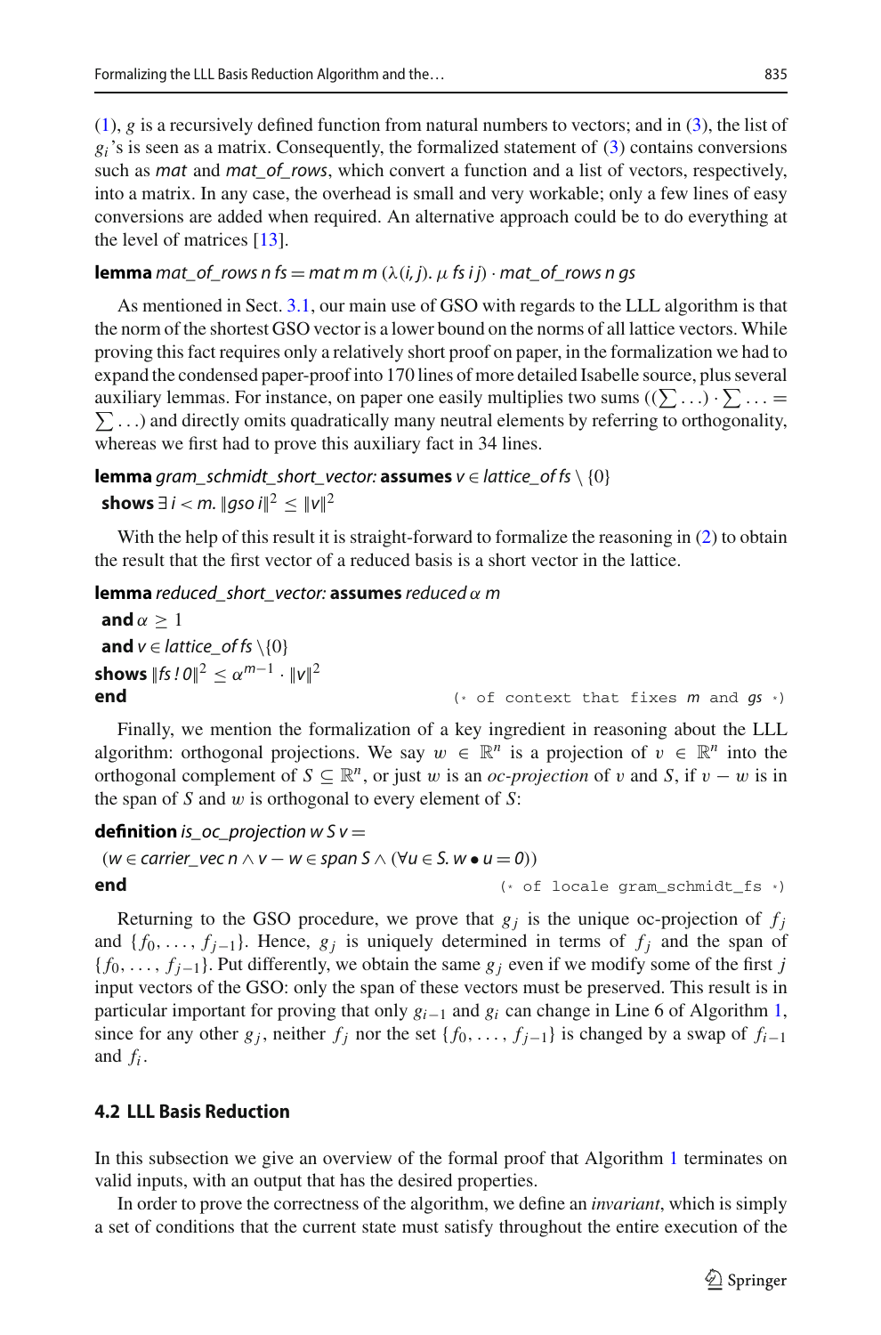(1), $g$ is a recursively defined function from natural numbers to vectors; and in (3), the list of $g_i$'s is seen as a matrix. Consequently, the formalized statement of (3) contains conversions such as *mat* and *mat_of_rows*, which convert a function and a list of vectors, respectively, into a matrix. In any case, the overhead is small and very workable; only a few lines of easy conversions are added when required. An alternative approach could be to do everything at the level of matrices [13].

**lemma** *mat_of_rows n fs = mat m m* ($\lambda(i, j)$. $\mu$ *fs i j*) $\cdot$ *mat_of_rows n gs*

As mentioned in Sect. 3.1, our main use of GSO with regards to the LLL algorithm is that the norm of the shortest GSO vector is a lower bound on the norms of all lattice vectors. While proving this fact requires only a relatively short proof on paper, in the formalization we had to expand the condensed paper-proof into 170 lines of more detailed Isabelle source, plus several auxiliary lemmas. For instance, on paper one easily multiplies two sums ($(\sum \ldots) \cdot \sum \ldots = \sum \ldots$) and directly omits quadratically many neutral elements by referring to orthogonality, whereas we first had to prove this auxiliary fact in 34 lines.

**lemma** *gram_schmidt_short_vector:* **assumes** $v \in$ *lattice_of fs* $\setminus \{0\}$
**shows** $\exists\, i < m.\ \|gso\ i\|^2 \leq \|v\|^2$

With the help of this result it is straight-forward to formalize the reasoning in (2) to obtain the result that the first vector of a reduced basis is a short vector in the lattice.

**lemma** *reduced_short_vector:* **assumes** *reduced* $\alpha$ *m*
**and** $\alpha \geq 1$
**and** $v \in$ *lattice_of fs* $\setminus\{0\}$
**shows** $\|fs\ !\ 0\|^2 \leq \alpha^{m-1} \cdot \|v\|^2$
**end** (* of context that fixes *m* and *gs* *)

Finally, we mention the formalization of a key ingredient in reasoning about the LLL algorithm: orthogonal projections. We say $w \in \mathbb{R}^n$ is a projection of $v \in \mathbb{R}^n$ into the orthogonal complement of $S \subseteq \mathbb{R}^n$, or just $w$ is an *oc-projection* of $v$ and $S$, if $v - w$ is in the span of $S$ and $w$ is orthogonal to every element of $S$:

**definition** *is_oc_projection w S v* =
(*w* $\in$ *carrier_vec n* $\wedge$ *v* $-$ *w* $\in$ *span S* $\wedge$ ($\forall u \in S.\ w \bullet u = 0$))
**end** (* of locale gram_schmidt_fs *)

Returning to the GSO procedure, we prove that $g_j$ is the unique oc-projection of $f_j$ and $\{f_0, \ldots, f_{j-1}\}$. Hence, $g_j$ is uniquely determined in terms of $f_j$ and the span of $\{f_0, \ldots, f_{j-1}\}$. Put differently, we obtain the same $g_j$ even if we modify some of the first $j$ input vectors of the GSO: only the span of these vectors must be preserved. This result is in particular important for proving that only $g_{i-1}$ and $g_i$ can change in Line 6 of Algorithm 1, since for any other $g_j$, neither $f_j$ nor the set $\{f_0, \ldots, f_{j-1}\}$ is changed by a swap of $f_{i-1}$ and $f_i$.

### 4.2 LLL Basis Reduction

In this subsection we give an overview of the formal proof that Algorithm 1 terminates on valid inputs, with an output that has the desired properties.

In order to prove the correctness of the algorithm, we define an *invariant*, which is simply a set of conditions that the current state must satisfy throughout the entire execution of the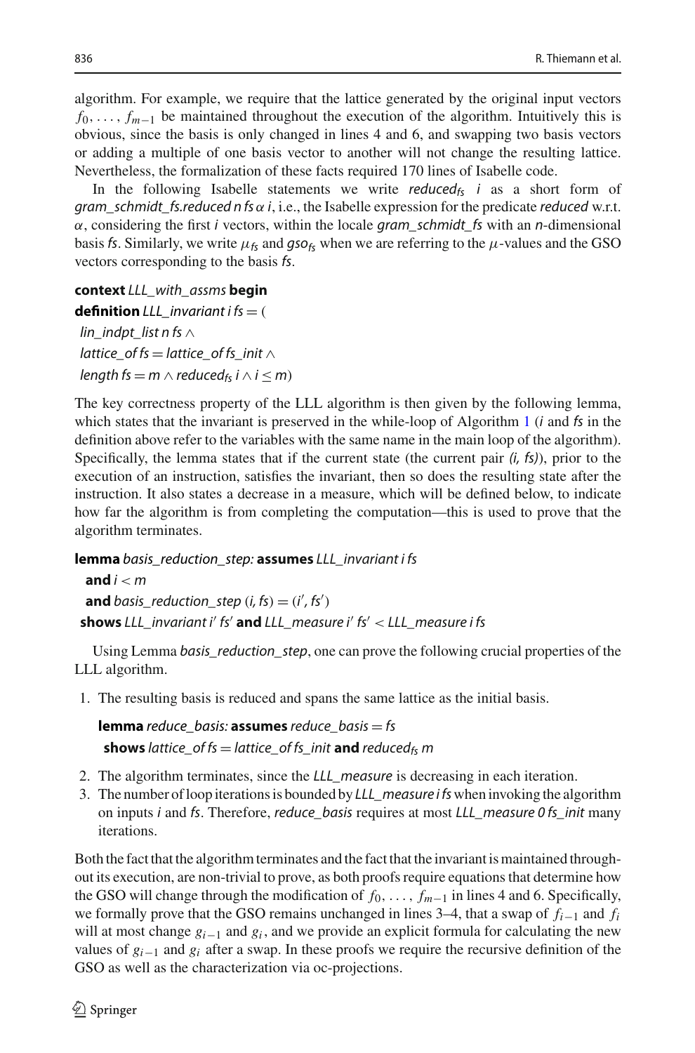algorithm. For example, we require that the lattice generated by the original input vectors $f_0, \ldots, f_{m-1}$ be maintained throughout the execution of the algorithm. Intuitively this is obvious, since the basis is only changed in lines 4 and 6, and swapping two basis vectors or adding a multiple of one basis vector to another will not change the resulting lattice. Nevertheless, the formalization of these facts required 170 lines of Isabelle code.

In the following Isabelle statements we write *reduced*$_{fs}$ *i* as a short form of *gram_schmidt_fs.reduced n fs* $\alpha$ *i*, i.e., the Isabelle expression for the predicate *reduced* w.r.t. $\alpha$, considering the first *i* vectors, within the locale *gram_schmidt_fs* with an *n*-dimensional basis *fs*. Similarly, we write $\mu_{fs}$ and *gso*$_{fs}$ when we are referring to the $\mu$-values and the GSO vectors corresponding to the basis *fs*.

**context** *LLL_with_assms* **begin**
**definition** *LLL_invariant i fs* = (
*lin_indpt_list n fs* $\wedge$
*lattice_of fs* = *lattice_of fs_init* $\wedge$
*length fs* = *m* $\wedge$ *reduced*$_{fs}$ *i* $\wedge$ *i* $\leq$ *m*)

The key correctness property of the LLL algorithm is then given by the following lemma, which states that the invariant is preserved in the while-loop of Algorithm 1 (*i* and *fs* in the definition above refer to the variables with the same name in the main loop of the algorithm). Specifically, the lemma states that if the current state (the current pair *(i, fs)*), prior to the execution of an instruction, satisfies the invariant, then so does the resulting state after the instruction. It also states a decrease in a measure, which will be defined below, to indicate how far the algorithm is from completing the computation—this is used to prove that the algorithm terminates.

**lemma** *basis_reduction_step:* **assumes** *LLL_invariant i fs*
**and** *i* < *m*
**and** *basis_reduction_step* (*i, fs*) = (*i′, fs′*)
**shows** *LLL_invariant i′ fs′* **and** *LLL_measure i′ fs′* < *LLL_measure i fs*

Using Lemma *basis_reduction_step*, one can prove the following crucial properties of the LLL algorithm.

1. The resulting basis is reduced and spans the same lattice as the initial basis.

   **lemma** *reduce_basis:* **assumes** *reduce_basis* = *fs*
   **shows** *lattice_of fs* = *lattice_of fs_init* **and** *reduced*$_{fs}$ *m*

2. The algorithm terminates, since the *LLL_measure* is decreasing in each iteration.
3. The number of loop iterations is bounded by *LLL_measure i fs* when invoking the algorithm on inputs *i* and *fs*. Therefore, *reduce_basis* requires at most *LLL_measure 0 fs_init* many iterations.

Both the fact that the algorithm terminates and the fact that the invariant is maintained throughout its execution, are non-trivial to prove, as both proofs require equations that determine how the GSO will change through the modification of $f_0, \ldots, f_{m-1}$ in lines 4 and 6. Specifically, we formally prove that the GSO remains unchanged in lines 3–4, that a swap of $f_{i-1}$ and $f_i$ will at most change $g_{i-1}$ and $g_i$, and we provide an explicit formula for calculating the new values of $g_{i-1}$ and $g_i$ after a swap. In these proofs we require the recursive definition of the GSO as well as the characterization via oc-projections.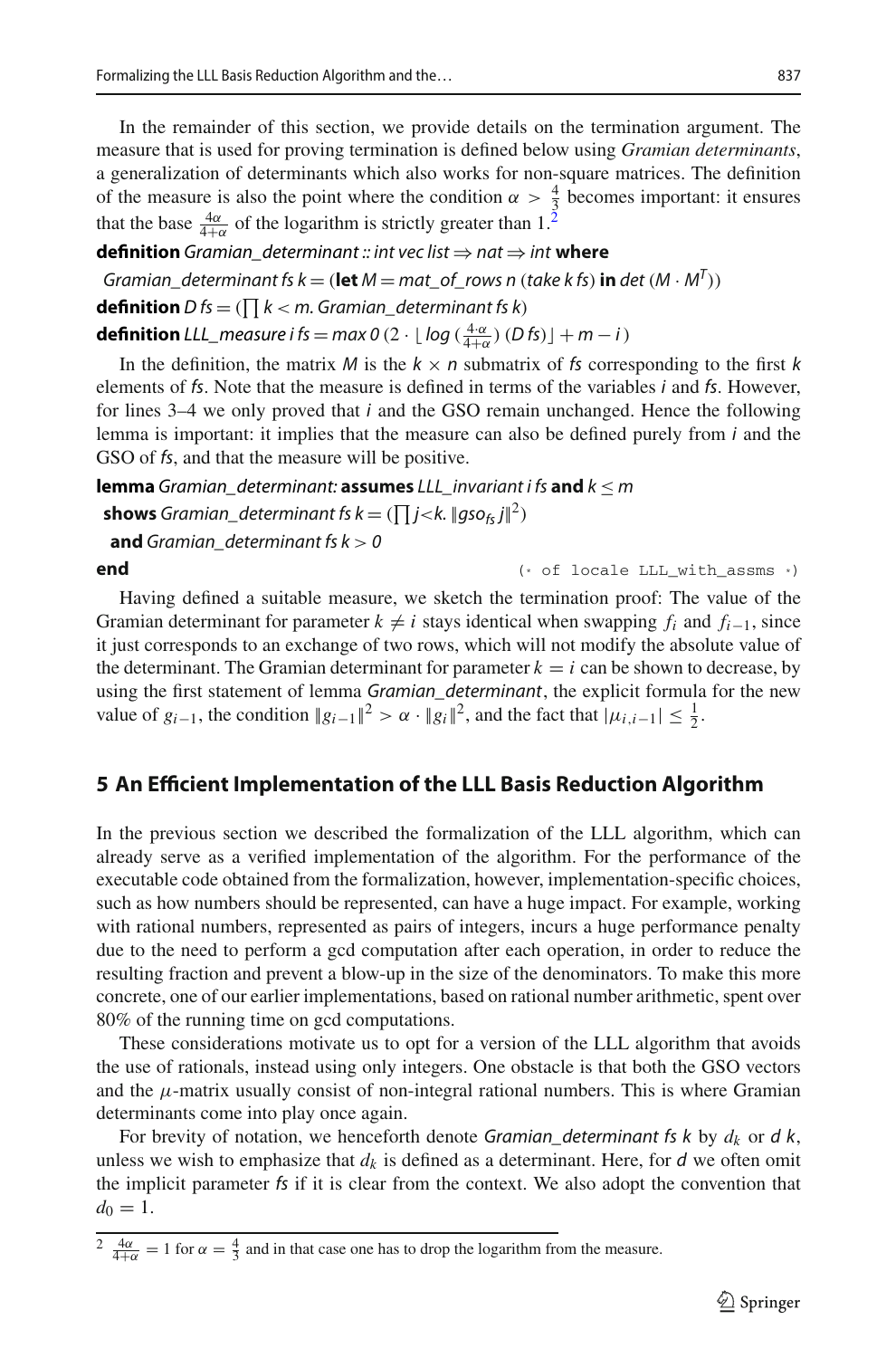In the remainder of this section, we provide details on the termination argument. The measure that is used for proving termination is defined below using *Gramian determinants*, a generalization of determinants which also works for non-square matrices. The definition of the measure is also the point where the condition $\alpha > \frac{4}{3}$ becomes important: it ensures that the base $\frac{4\alpha}{4+\alpha}$ of the logarithm is strictly greater than 1.[2]

**definition** *Gramian_determinant :: int vec list* ⇒ *nat* ⇒ *int* **where**

*Gramian_determinant fs k* = (**let** *M* = *mat_of_rows n* (*take k fs*) **in** *det* $(M \cdot M^T)$)

**definition** *D fs* = ($\prod$ *k* < *m*. *Gramian_determinant fs k*)

**definition** *LLL_measure i fs* = *max 0* $(2 \cdot \lfloor log\ (\frac{4 \cdot \alpha}{4+\alpha})\ (D\ fs)\rfloor + m - i)$

In the definition, the matrix $M$ is the $k \times n$ submatrix of *fs* corresponding to the first $k$ elements of *fs*. Note that the measure is defined in terms of the variables $i$ and *fs*. However, for lines 3–4 we only proved that $i$ and the GSO remain unchanged. Hence the following lemma is important: it implies that the measure can also be defined purely from $i$ and the GSO of *fs*, and that the measure will be positive.

**lemma** *Gramian_determinant:* **assumes** *LLL_invariant i fs* **and** $k \leq m$

**shows** *Gramian_determinant fs k* = $(\prod j{<}k.\ \|gso_{fs}\ j\|^2)$

**and** *Gramian_determinant fs k > 0*

**end** (* of locale LLL_with_assms *)

Having defined a suitable measure, we sketch the termination proof: The value of the Gramian determinant for parameter $k \neq i$ stays identical when swapping $f_i$ and $f_{i-1}$, since it just corresponds to an exchange of two rows, which will not modify the absolute value of the determinant. The Gramian determinant for parameter $k = i$ can be shown to decrease, by using the first statement of lemma *Gramian_determinant*, the explicit formula for the new value of $g_{i-1}$, the condition $\|g_{i-1}\|^2 > \alpha \cdot \|g_i\|^2$, and the fact that $|\mu_{i,i-1}| \leq \frac{1}{2}$.

## 5 An Efficient Implementation of the LLL Basis Reduction Algorithm

In the previous section we described the formalization of the LLL algorithm, which can already serve as a verified implementation of the algorithm. For the performance of the executable code obtained from the formalization, however, implementation-specific choices, such as how numbers should be represented, can have a huge impact. For example, working with rational numbers, represented as pairs of integers, incurs a huge performance penalty due to the need to perform a gcd computation after each operation, in order to reduce the resulting fraction and prevent a blow-up in the size of the denominators. To make this more concrete, one of our earlier implementations, based on rational number arithmetic, spent over 80% of the running time on gcd computations.

These considerations motivate us to opt for a version of the LLL algorithm that avoids the use of rationals, instead using only integers. One obstacle is that both the GSO vectors and the $\mu$-matrix usually consist of non-integral rational numbers. This is where Gramian determinants come into play once again.

For brevity of notation, we henceforth denote *Gramian_determinant fs k* by $d_k$ or *d k*, unless we wish to emphasize that $d_k$ is defined as a determinant. Here, for *d* we often omit the implicit parameter *fs* if it is clear from the context. We also adopt the convention that $d_0 = 1$.

[2] $\frac{4\alpha}{4+\alpha} = 1$ for $\alpha = \frac{4}{3}$ and in that case one has to drop the logarithm from the measure.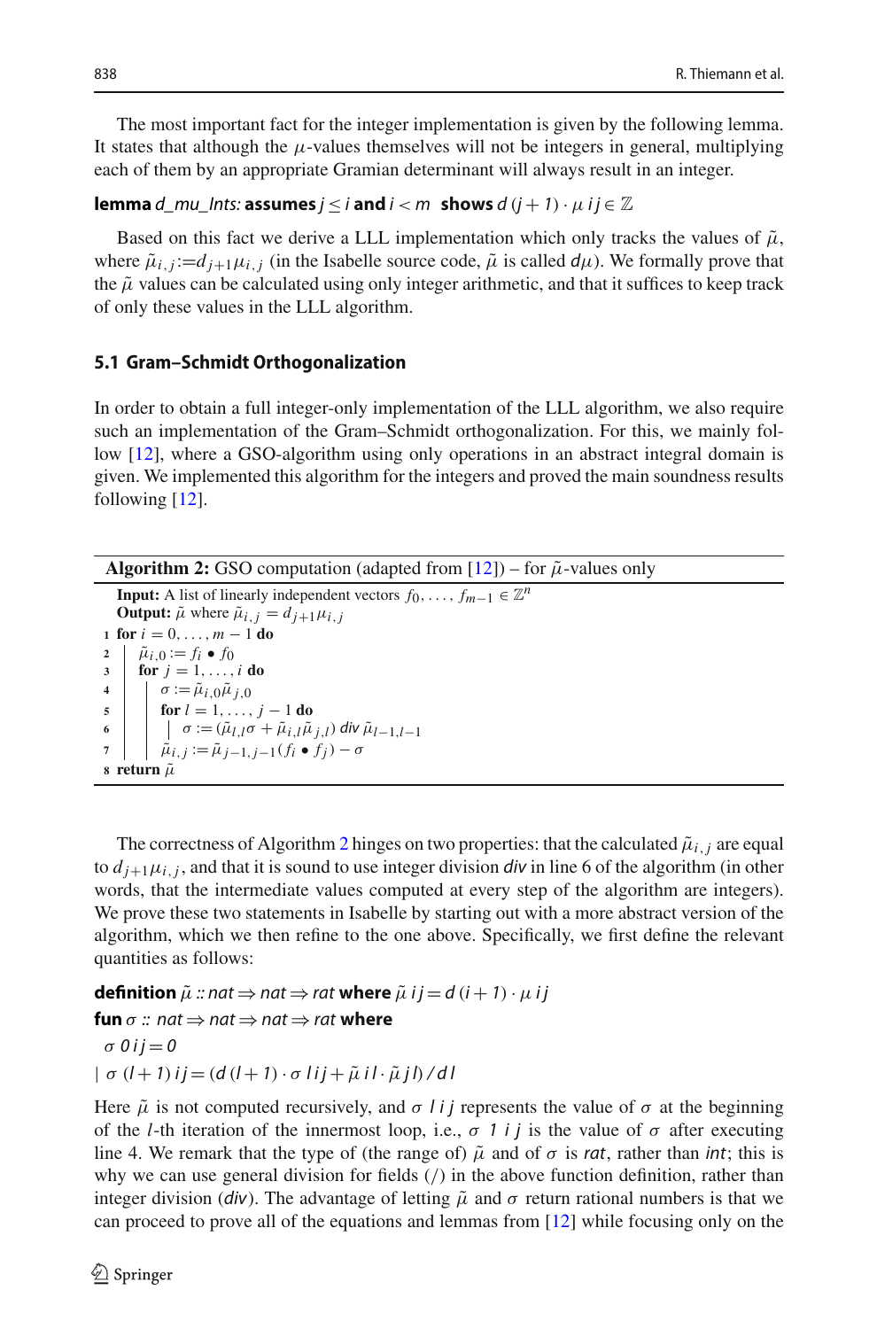The most important fact for the integer implementation is given by the following lemma. It states that although the $\mu$-values themselves will not be integers in general, multiplying each of them by an appropriate Gramian determinant will always result in an integer.

**lemma** *d_mu_Ints:* **assumes** $j \leq i$ **and** $i < m$ **shows** $d\ (j+1) \cdot \mu\ i\ j \in \mathbb{Z}$

Based on this fact we derive a LLL implementation which only tracks the values of $\tilde{\mu}$, where $\tilde{\mu}_{i,j} := d_{j+1}\mu_{i,j}$ (in the Isabelle source code, $\tilde{\mu}$ is called $d\mu$). We formally prove that the $\tilde{\mu}$ values can be calculated using only integer arithmetic, and that it suffices to keep track of only these values in the LLL algorithm.

### 5.1 Gram–Schmidt Orthogonalization

In order to obtain a full integer-only implementation of the LLL algorithm, we also require such an implementation of the Gram–Schmidt orthogonalization. For this, we mainly follow [12], where a GSO-algorithm using only operations in an abstract integral domain is given. We implemented this algorithm for the integers and proved the main soundness results following [12].

**Algorithm 2:** GSO computation (adapted from [12]) – for $\tilde{\mu}$-values only

```
Input: A list of linearly independent vectors f_0, ..., f_{m-1} ∈ Z^n
Output: μ̃ where μ̃_{i,j} = d_{j+1} μ_{i,j}
1 for i = 0, ..., m − 1 do
2 |  μ̃_{i,0} := f_i • f_0
3 |  for j = 1, ..., i do
4 |  |  σ := μ̃_{i,0} μ̃_{j,0}
5 |  |  for l = 1, ..., j − 1 do
6 |  |  |  σ := (μ̃_{l,l} σ + μ̃_{i,l} μ̃_{j,l}) div μ̃_{l−1,l−1}
7 |  |  μ̃_{i,j} := μ̃_{j−1,j−1}(f_i • f_j) − σ
8 return μ̃
```

The correctness of Algorithm 2 hinges on two properties: that the calculated $\tilde{\mu}_{i,j}$ are equal to $d_{j+1}\mu_{i,j}$, and that it is sound to use integer division *div* in line 6 of the algorithm (in other words, that the intermediate values computed at every step of the algorithm are integers). We prove these two statements in Isabelle by starting out with a more abstract version of the algorithm, which we then refine to the one above. Specifically, we first define the relevant quantities as follows:

**definition** $\tilde{\mu}$ :: *nat* $\Rightarrow$ *nat* $\Rightarrow$ *rat* **where** $\tilde{\mu}\ i\ j = d\ (i+1) \cdot \mu\ i\ j$

**fun** $\sigma$ :: *nat* $\Rightarrow$ *nat* $\Rightarrow$ *nat* $\Rightarrow$ *rat* **where**

$\sigma\ 0\ i\ j = 0$

$|\ \sigma\ (l+1)\ i\ j = (d\ (l+1) \cdot \sigma\ l\ i\ j + \tilde{\mu}\ i\ l \cdot \tilde{\mu}\ j\ l) / d\ l$

Here $\tilde{\mu}$ is not computed recursively, and $\sigma\ l\ i\ j$ represents the value of $\sigma$ at the beginning of the $l$-th iteration of the innermost loop, i.e., $\sigma\ 1\ i\ j$ is the value of $\sigma$ after executing line 4. We remark that the type of (the range of) $\tilde{\mu}$ and of $\sigma$ is *rat*, rather than *int*; this is why we can use general division for fields (/) in the above function definition, rather than integer division (*div*). The advantage of letting $\tilde{\mu}$ and $\sigma$ return rational numbers is that we can proceed to prove all of the equations and lemmas from [12] while focusing only on the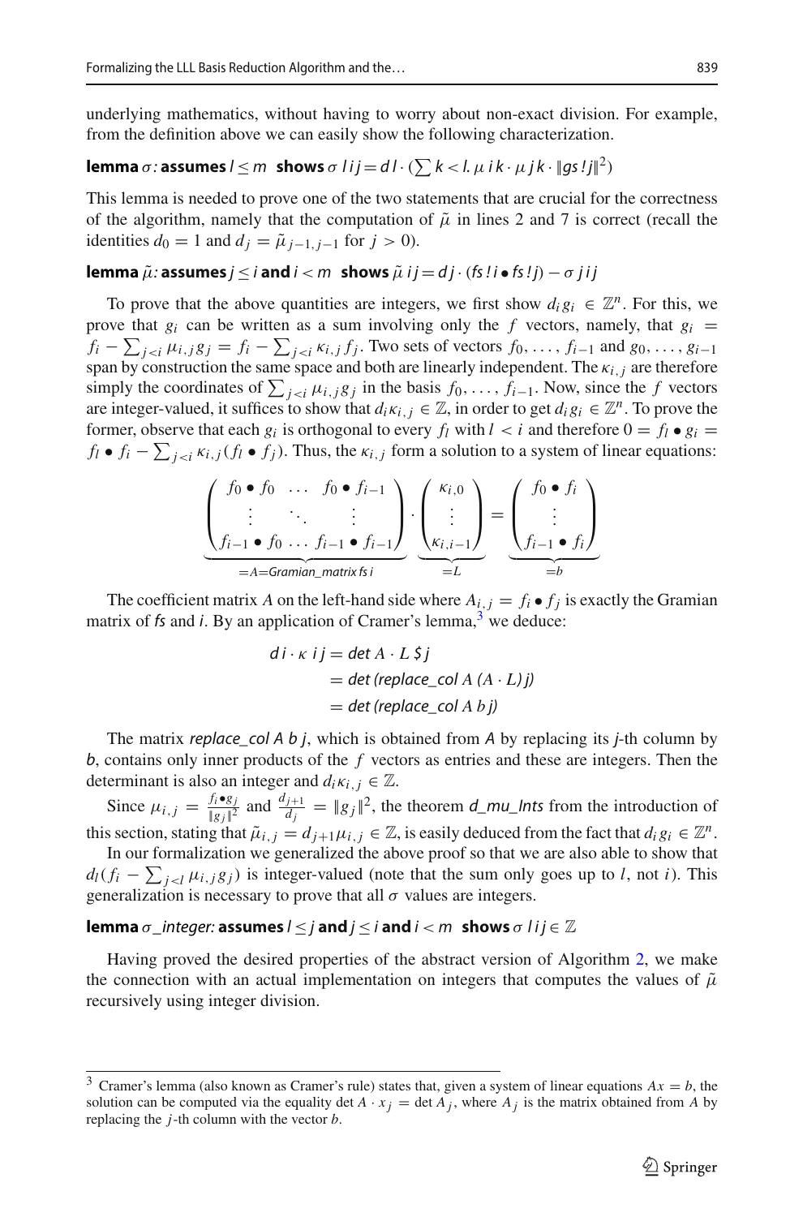underlying mathematics, without having to worry about non-exact division. For example, from the definition above we can easily show the following characterization.

**lemma** *σ:* **assumes** $l \le m$ **shows** $\sigma\ l\ i\ j = d\ l \cdot (\sum k < l.\ \mu\ i\ k \cdot \mu\ j\ k \cdot \|gs\ !\ j\|^2)$

This lemma is needed to prove one of the two statements that are crucial for the correctness of the algorithm, namely that the computation of $\tilde{\mu}$ in lines 2 and 7 is correct (recall the identities $d_0 = 1$ and $d_j = \tilde{\mu}_{j-1,j-1}$ for $j > 0$).

**lemma** *$\tilde{\mu}$:* **assumes** $j \le i$ **and** $i < m$ **shows** $\tilde{\mu}\ i\ j = d\ j \cdot (fs\ !\ i \bullet fs\ !\ j) - \sigma\ j\ i\ j$

To prove that the above quantities are integers, we first show $d_i g_i \in \mathbb{Z}^n$. For this, we prove that $g_i$ can be written as a sum involving only the $f$ vectors, namely, that $g_i = f_i - \sum_{j<i} \mu_{i,j} g_j = f_i - \sum_{j<i} \kappa_{i,j} f_j$. Two sets of vectors $f_0, \ldots, f_{i-1}$ and $g_0, \ldots, g_{i-1}$ span by construction the same space and both are linearly independent. The $\kappa_{i,j}$ are therefore simply the coordinates of $\sum_{j<i} \mu_{i,j} g_j$ in the basis $f_0, \ldots, f_{i-1}$. Now, since the $f$ vectors are integer-valued, it suffices to show that $d_i \kappa_{i,j} \in \mathbb{Z}$, in order to get $d_i g_i \in \mathbb{Z}^n$. To prove the former, observe that each $g_i$ is orthogonal to every $f_l$ with $l < i$ and therefore $0 = f_l \bullet g_i = f_l \bullet f_i - \sum_{j<i} \kappa_{i,j} (f_l \bullet f_j)$. Thus, the $\kappa_{i,j}$ form a solution to a system of linear equations:

$$\underbrace{\begin{pmatrix} f_0 \bullet f_0 & \ldots & f_0 \bullet f_{i-1} \\ \vdots & \ddots & \vdots \\ f_{i-1} \bullet f_0 & \ldots & f_{i-1} \bullet f_{i-1} \end{pmatrix}}_{=A=\textit{Gramian\_matrix fs i}} \cdot \underbrace{\begin{pmatrix} \kappa_{i,0} \\ \vdots \\ \kappa_{i,i-1} \end{pmatrix}}_{=L} = \underbrace{\begin{pmatrix} f_0 \bullet f_i \\ \vdots \\ f_{i-1} \bullet f_i \end{pmatrix}}_{=b}$$

The coefficient matrix $A$ on the left-hand side where $A_{i,j} = f_i \bullet f_j$ is exactly the Gramian matrix of *fs* and *i*. By an application of Cramer's lemma,[3] we deduce:

$$\begin{aligned} d\ i \cdot \kappa\ i\ j &= \textit{det}\ A \cdot L\ \$\ j \\ &= \textit{det (replace\_col } A\ (A \cdot L)\ j) \\ &= \textit{det (replace\_col } A\ b\ j) \end{aligned}$$

The matrix *replace_col A b j*, which is obtained from *A* by replacing its *j*-th column by *b*, contains only inner products of the $f$ vectors as entries and these are integers. Then the determinant is also an integer and $d_i \kappa_{i,j} \in \mathbb{Z}$.

Since $\mu_{i,j} = \frac{f_i \bullet g_j}{\|g_j\|^2}$ and $\frac{d_{j+1}}{d_j} = \|g_j\|^2$, the theorem *d_mu_Ints* from the introduction of this section, stating that $\tilde{\mu}_{i,j} = d_{j+1} \mu_{i,j} \in \mathbb{Z}$, is easily deduced from the fact that $d_i g_i \in \mathbb{Z}^n$.

In our formalization we generalized the above proof so that we are also able to show that $d_l (f_i - \sum_{j<l} \mu_{i,j} g_j)$ is integer-valued (note that the sum only goes up to $l$, not $i$). This generalization is necessary to prove that all $\sigma$ values are integers.

**lemma** *σ_integer:* **assumes** $l \le j$ **and** $j \le i$ **and** $i < m$ **shows** $\sigma\ l\ i\ j \in \mathbb{Z}$

Having proved the desired properties of the abstract version of Algorithm 2, we make the connection with an actual implementation on integers that computes the values of $\tilde{\mu}$ recursively using integer division.

---

[3] Cramer's lemma (also known as Cramer's rule) states that, given a system of linear equations $Ax = b$, the solution can be computed via the equality $\det A \cdot x_j = \det A_j$, where $A_j$ is the matrix obtained from $A$ by replacing the $j$-th column with the vector $b$.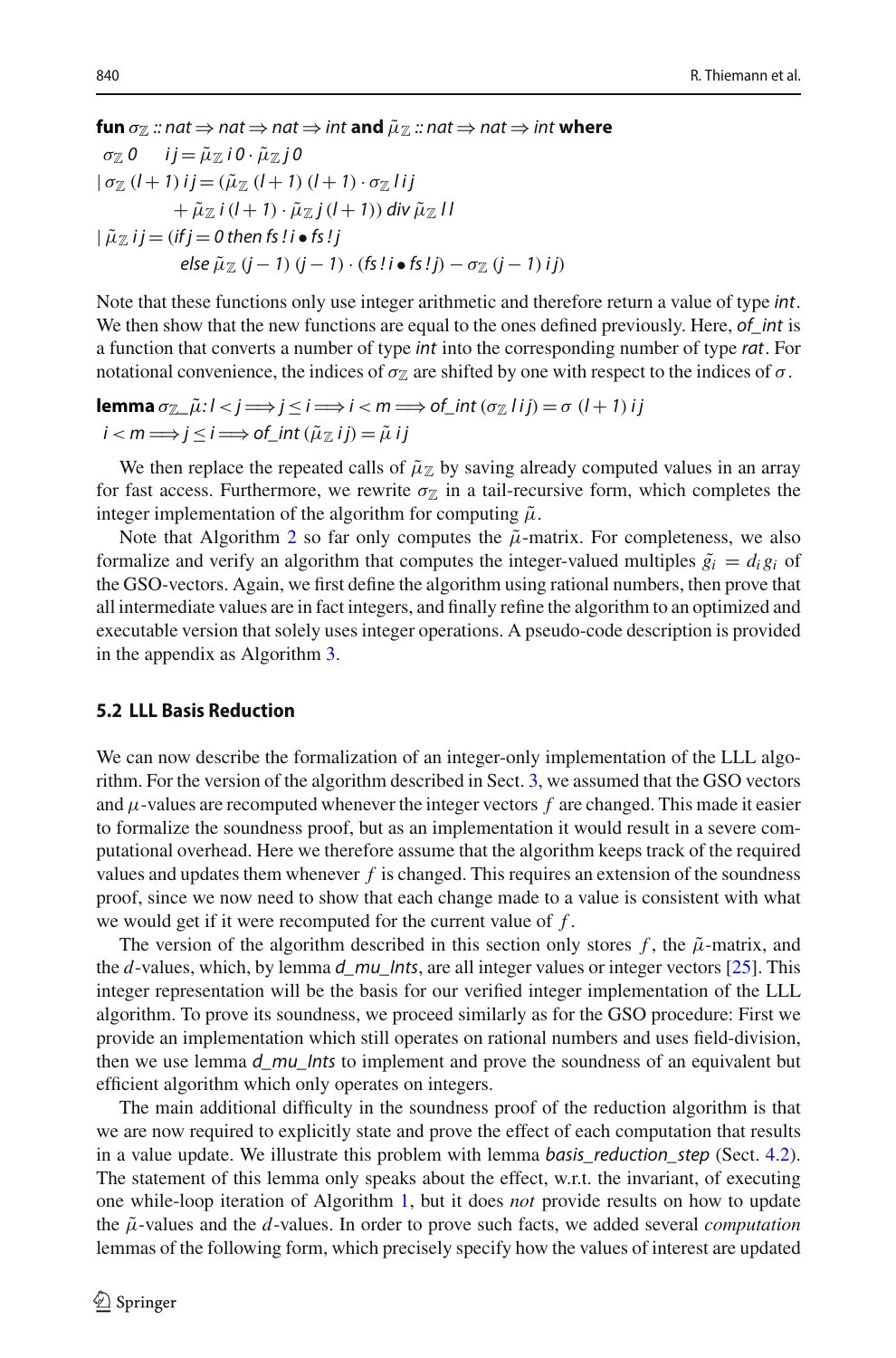**fun** $\sigma_{\mathbb{Z}}$ :: *nat* ⇒ *nat* ⇒ *nat* ⇒ *int* **and** $\tilde{\mu}_{\mathbb{Z}}$ :: *nat* ⇒ *nat* ⇒ *int* **where**

$\sigma_{\mathbb{Z}}\ 0 \quad i\ j = \tilde{\mu}_{\mathbb{Z}}\ i\ 0 \cdot \tilde{\mu}_{\mathbb{Z}}\ j\ 0$

$|\ \sigma_{\mathbb{Z}}\ (l+1)\ i\ j = (\tilde{\mu}_{\mathbb{Z}}\ (l+1)\ (l+1) \cdot \sigma_{\mathbb{Z}}\ l\ i\ j$

$\qquad + \tilde{\mu}_{\mathbb{Z}}\ i\ (l+1) \cdot \tilde{\mu}_{\mathbb{Z}}\ j\ (l+1))\ \mathit{div}\ \tilde{\mu}_{\mathbb{Z}}\ l\ l$

$|\ \tilde{\mu}_{\mathbb{Z}}\ i\ j = (\mathit{if}\ j = 0\ \mathit{then}\ fs\ !\ i \bullet fs\ !\ j$

$\qquad \mathit{else}\ \tilde{\mu}_{\mathbb{Z}}\ (j-1)\ (j-1) \cdot (fs\ !\ i \bullet fs\ !\ j) - \sigma_{\mathbb{Z}}\ (j-1)\ i\ j)$

Note that these functions only use integer arithmetic and therefore return a value of type *int*. We then show that the new functions are equal to the ones defined previously. Here, *of_int* is a function that converts a number of type *int* into the corresponding number of type *rat*. For notational convenience, the indices of $\sigma_{\mathbb{Z}}$ are shifted by one with respect to the indices of $\sigma$.

**lemma** $\sigma_{\mathbb{Z}}\_\tilde{\mu}$: $l < j \Longrightarrow j \leq i \Longrightarrow i < m \Longrightarrow \mathit{of\_int}\ (\sigma_{\mathbb{Z}}\ l\ i\ j) = \sigma\ (l+1)\ i\ j$

$i < m \Longrightarrow j \leq i \Longrightarrow \mathit{of\_int}\ (\tilde{\mu}_{\mathbb{Z}}\ i\ j) = \tilde{\mu}\ i\ j$

We then replace the repeated calls of $\tilde{\mu}_{\mathbb{Z}}$ by saving already computed values in an array for fast access. Furthermore, we rewrite $\sigma_{\mathbb{Z}}$ in a tail-recursive form, which completes the integer implementation of the algorithm for computing $\tilde{\mu}$.

Note that Algorithm 2 so far only computes the $\tilde{\mu}$-matrix. For completeness, we also formalize and verify an algorithm that computes the integer-valued multiples $\tilde{g}_i = d_i g_i$ of the GSO-vectors. Again, we first define the algorithm using rational numbers, then prove that all intermediate values are in fact integers, and finally refine the algorithm to an optimized and executable version that solely uses integer operations. A pseudo-code description is provided in the appendix as Algorithm 3.

### 5.2 LLL Basis Reduction

We can now describe the formalization of an integer-only implementation of the LLL algorithm. For the version of the algorithm described in Sect. 3, we assumed that the GSO vectors and $\mu$-values are recomputed whenever the integer vectors $f$ are changed. This made it easier to formalize the soundness proof, but as an implementation it would result in a severe computational overhead. Here we therefore assume that the algorithm keeps track of the required values and updates them whenever $f$ is changed. This requires an extension of the soundness proof, since we now need to show that each change made to a value is consistent with what we would get if it were recomputed for the current value of $f$.

The version of the algorithm described in this section only stores $f$, the $\tilde{\mu}$-matrix, and the $d$-values, which, by lemma *d_mu_Ints*, are all integer values or integer vectors [25]. This integer representation will be the basis for our verified integer implementation of the LLL algorithm. To prove its soundness, we proceed similarly as for the GSO procedure: First we provide an implementation which still operates on rational numbers and uses field-division, then we use lemma *d_mu_Ints* to implement and prove the soundness of an equivalent but efficient algorithm which only operates on integers.

The main additional difficulty in the soundness proof of the reduction algorithm is that we are now required to explicitly state and prove the effect of each computation that results in a value update. We illustrate this problem with lemma *basis_reduction_step* (Sect. 4.2). The statement of this lemma only speaks about the effect, w.r.t. the invariant, of executing one while-loop iteration of Algorithm 1, but it does *not* provide results on how to update the $\tilde{\mu}$-values and the $d$-values. In order to prove such facts, we added several *computation* lemmas of the following form, which precisely specify how the values of interest are updated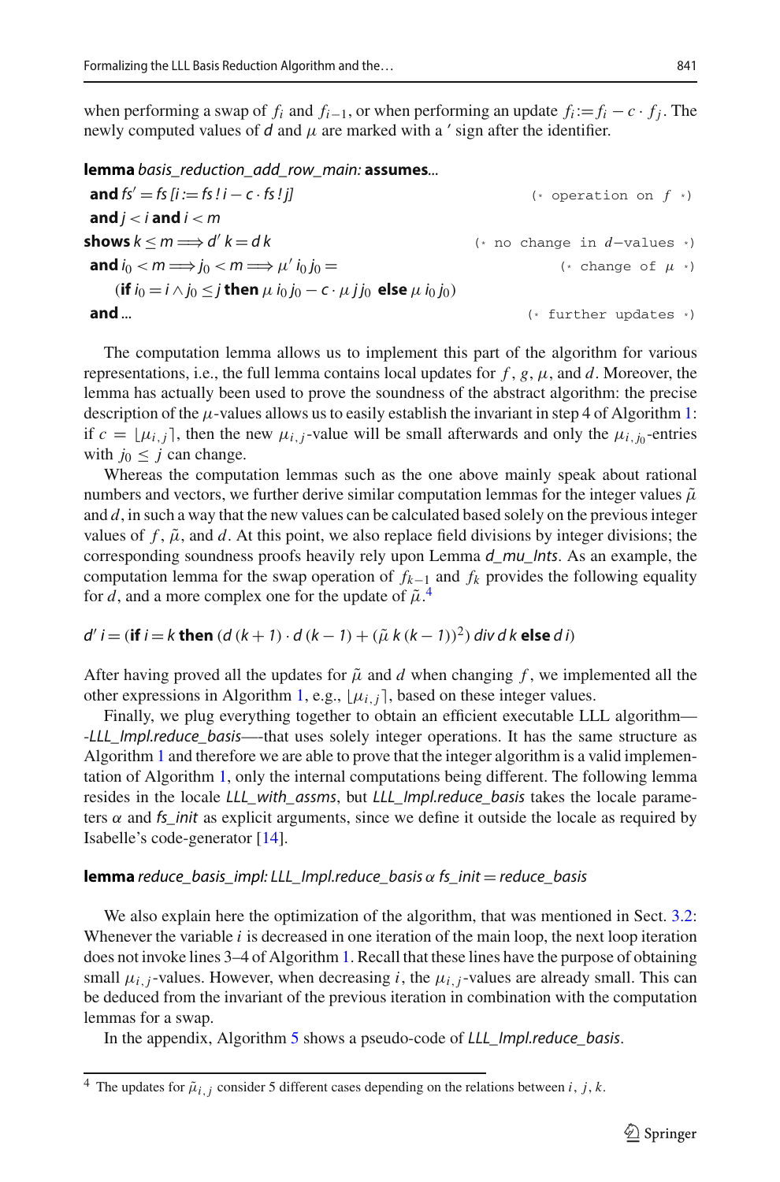when performing a swap of $f_i$ and $f_{i-1}$, or when performing an update $f_i := f_i - c \cdot f_j$. The newly computed values of *d* and $\mu$ are marked with a $'$ sign after the identifier.

**lemma** *basis_reduction_add_row_main:* **assumes**...
 **and** $fs' = fs\,[i := fs\,!\,i - c \cdot fs\,!\,j]$ (* operation on $f$ *)
 **and** $j < i$ **and** $i < m$
**shows** $k \leq m \Longrightarrow d'\,k = d\,k$ (* no change in $d$−values *)
 **and** $i_0 < m \Longrightarrow j_0 < m \Longrightarrow \mu'\,i_0\,j_0 =$ (* change of $\mu$ *)
  (**if** $i_0 = i \wedge j_0 \leq j$ **then** $\mu\,i_0\,j_0 - c \cdot \mu\,j\,j_0$ **else** $\mu\,i_0\,j_0$)
 **and** ... (* further updates *)

The computation lemma allows us to implement this part of the algorithm for various representations, i.e., the full lemma contains local updates for $f$, $g$, $\mu$, and $d$. Moreover, the lemma has actually been used to prove the soundness of the abstract algorithm: the precise description of the $\mu$-values allows us to easily establish the invariant in step 4 of Algorithm 1: if $c = \lfloor \mu_{i,j} \rceil$, then the new $\mu_{i,j}$-value will be small afterwards and only the $\mu_{i,j_0}$-entries with $j_0 \leq j$ can change.

Whereas the computation lemmas such as the one above mainly speak about rational numbers and vectors, we further derive similar computation lemmas for the integer values $\tilde{\mu}$ and $d$, in such a way that the new values can be calculated based solely on the previous integer values of $f$, $\tilde{\mu}$, and $d$. At this point, we also replace field divisions by integer divisions; the corresponding soundness proofs heavily rely upon Lemma *d_mu_Ints*. As an example, the computation lemma for the swap operation of $f_{k-1}$ and $f_k$ provides the following equality for $d$, and a more complex one for the update of $\tilde{\mu}$.[4]

$$d'\,i = (\textbf{if } i = k \textbf{ then } (d\,(k+1) \cdot d\,(k-1) + (\tilde{\mu}\,k\,(k-1))^2) \textit{ div } d\,k \textbf{ else } d\,i)$$

After having proved all the updates for $\tilde{\mu}$ and $d$ when changing $f$, we implemented all the other expressions in Algorithm 1, e.g., $\lfloor \mu_{i,j} \rceil$, based on these integer values.

Finally, we plug everything together to obtain an efficient executable LLL algorithm—-*LLL_Impl.reduce_basis*—-that uses solely integer operations. It has the same structure as Algorithm 1 and therefore we are able to prove that the integer algorithm is a valid implementation of Algorithm 1, only the internal computations being different. The following lemma resides in the locale *LLL_with_assms*, but *LLL_Impl.reduce_basis* takes the locale parameters $\alpha$ and *fs_init* as explicit arguments, since we define it outside the locale as required by Isabelle's code-generator [14].

**lemma** *reduce_basis_impl: LLL_Impl.reduce_basis* $\alpha$ *fs_init = reduce_basis*

We also explain here the optimization of the algorithm, that was mentioned in Sect. 3.2: Whenever the variable $i$ is decreased in one iteration of the main loop, the next loop iteration does not invoke lines 3–4 of Algorithm 1. Recall that these lines have the purpose of obtaining small $\mu_{i,j}$-values. However, when decreasing $i$, the $\mu_{i,j}$-values are already small. This can be deduced from the invariant of the previous iteration in combination with the computation lemmas for a swap.

In the appendix, Algorithm 5 shows a pseudo-code of *LLL_Impl.reduce_basis*.

---

[4] The updates for $\tilde{\mu}_{i,j}$ consider 5 different cases depending on the relations between $i$, $j$, $k$.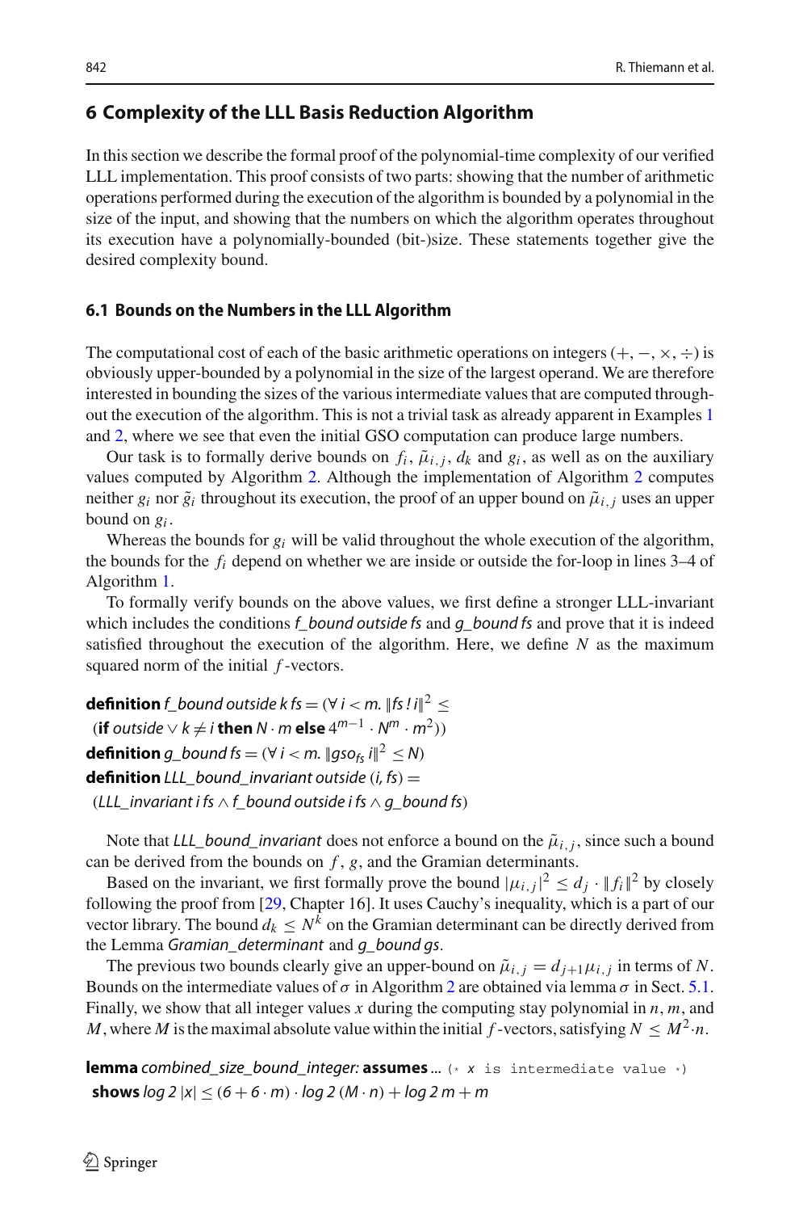## 6 Complexity of the LLL Basis Reduction Algorithm

In this section we describe the formal proof of the polynomial-time complexity of our verified LLL implementation. This proof consists of two parts: showing that the number of arithmetic operations performed during the execution of the algorithm is bounded by a polynomial in the size of the input, and showing that the numbers on which the algorithm operates throughout its execution have a polynomially-bounded (bit-)size. These statements together give the desired complexity bound.

### 6.1 Bounds on the Numbers in the LLL Algorithm

The computational cost of each of the basic arithmetic operations on integers $(+, -, \times, \div)$ is obviously upper-bounded by a polynomial in the size of the largest operand. We are therefore interested in bounding the sizes of the various intermediate values that are computed throughout the execution of the algorithm. This is not a trivial task as already apparent in Examples 1 and 2, where we see that even the initial GSO computation can produce large numbers.

Our task is to formally derive bounds on $f_i$, $\tilde{\mu}_{i,j}$, $d_k$ and $g_i$, as well as on the auxiliary values computed by Algorithm 2. Although the implementation of Algorithm 2 computes neither $g_i$ nor $\tilde{g}_i$ throughout its execution, the proof of an upper bound on $\tilde{\mu}_{i,j}$ uses an upper bound on $g_i$.

Whereas the bounds for $g_i$ will be valid throughout the whole execution of the algorithm, the bounds for the $f_i$ depend on whether we are inside or outside the for-loop in lines 3–4 of Algorithm 1.

To formally verify bounds on the above values, we first define a stronger LLL-invariant which includes the conditions *f_bound outside fs* and *g_bound fs* and prove that it is indeed satisfied throughout the execution of the algorithm. Here, we define $N$ as the maximum squared norm of the initial $f$-vectors.

**definition** *f_bound outside k fs* $= (\forall\, i < m.\ \|fs\ !\ i\|^2 \leq$
 $($**if** *outside* $\vee\, k \neq i$ **then** $N \cdot m$ **else** $4^{m-1} \cdot N^m \cdot m^2))$
**definition** *g_bound fs* $= (\forall\, i < m.\ \|gso_{fs}\ i\|^2 \leq N)$
**definition** *LLL_bound_invariant outside* $(i, fs) =$
 $($*LLL_invariant i fs* $\wedge$ *f_bound outside i fs* $\wedge$ *g_bound fs*$)$

Note that *LLL_bound_invariant* does not enforce a bound on the $\tilde{\mu}_{i,j}$, since such a bound can be derived from the bounds on $f$, $g$, and the Gramian determinants.

Based on the invariant, we first formally prove the bound $|\mu_{i,j}|^2 \leq d_j \cdot \|f_i\|^2$ by closely following the proof from [29, Chapter 16]. It uses Cauchy's inequality, which is a part of our vector library. The bound $d_k \leq N^k$ on the Gramian determinant can be directly derived from the Lemma *Gramian_determinant* and *g_bound gs*.

The previous two bounds clearly give an upper-bound on $\tilde{\mu}_{i,j} = d_{j+1}\mu_{i,j}$ in terms of $N$. Bounds on the intermediate values of $\sigma$ in Algorithm 2 are obtained via lemma $\sigma$ in Sect. 5.1. Finally, we show that all integer values $x$ during the computing stay polynomial in $n$, $m$, and $M$, where $M$ is the maximal absolute value within the initial $f$-vectors, satisfying $N \leq M^2 \cdot n$.

**lemma** *combined_size_bound_integer:* **assumes** ... `(* x is intermediate value *)`
 **shows** *log* $2\,|x| \leq (6 + 6 \cdot m) \cdot$ *log* $2\,(M \cdot n) +$ *log* $2\,m + m$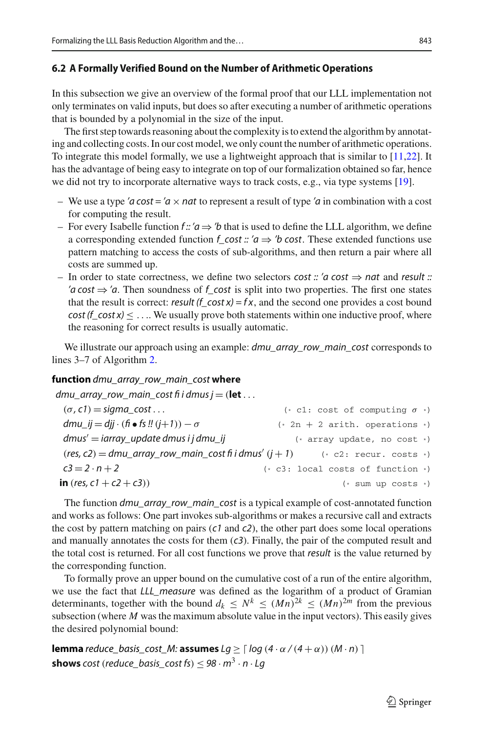### 6.2 A Formally Verified Bound on the Number of Arithmetic Operations

In this subsection we give an overview of the formal proof that our LLL implementation not only terminates on valid inputs, but does so after executing a number of arithmetic operations that is bounded by a polynomial in the size of the input.

The first step towards reasoning about the complexity is to extend the algorithm by annotating and collecting costs. In our cost model, we only count the number of arithmetic operations. To integrate this model formally, we use a lightweight approach that is similar to [11,22]. It has the advantage of being easy to integrate on top of our formalization obtained so far, hence we did not try to incorporate alternative ways to track costs, e.g., via type systems [19].

- We use a type *'a cost = 'a × nat* to represent a result of type *'a* in combination with a cost for computing the result.
- For every Isabelle function *f :: 'a ⇒ 'b* that is used to define the LLL algorithm, we define a corresponding extended function *f_cost :: 'a ⇒ 'b cost*. These extended functions use pattern matching to access the costs of sub-algorithms, and then return a pair where all costs are summed up.
- In order to state correctness, we define two selectors *cost :: 'a cost ⇒ nat* and *result :: 'a cost ⇒ 'a*. Then soundness of *f_cost* is split into two properties. The first one states that the result is correct: *result (f_cost x) = f x*, and the second one provides a cost bound *cost (f_cost x) ≤ ...*. We usually prove both statements within one inductive proof, where the reasoning for correct results is usually automatic.

We illustrate our approach using an example: *dmu_array_row_main_cost* corresponds to lines 3–7 of Algorithm 2.

**function** *dmu_array_row_main_cost* **where**

*dmu_array_row_main_cost fi i dmus j* = (**let** ...
  $(\sigma, c1)$ = *sigma_cost* ...                                    (* c1: cost of computing σ *)
  *dmu_ij* = *djj* · (*fi* • *fs !! (j+1)*) − σ                   (* 2n + 2 arith. operations *)
  *dmus'* = *iarray_update dmus i j dmu_ij*                      (* array update, no cost *)
  (*res, c2*) = *dmu_array_row_main_cost fi i dmus' (j + 1)*     (* c2: recur. costs *)
  *c3* = 2 · *n* + 2                                               (* c3: local costs of function *)
**in** (*res, c1 + c2 + c3*))                                         (* sum up costs *)

The function *dmu_array_row_main_cost* is a typical example of cost-annotated function and works as follows: One part invokes sub-algorithms or makes a recursive call and extracts the cost by pattern matching on pairs (*c1* and *c2*), the other part does some local operations and manually annotates the costs for them (*c3*). Finally, the pair of the computed result and the total cost is returned. For all cost functions we prove that *result* is the value returned by the corresponding function.

To formally prove an upper bound on the cumulative cost of a run of the entire algorithm, we use the fact that *LLL_measure* was defined as the logarithm of a product of Gramian determinants, together with the bound $d_k \le N^k \le (Mn)^{2k} \le (Mn)^{2m}$ from the previous subsection (where $M$ was the maximum absolute value in the input vectors). This easily gives the desired polynomial bound:

**lemma** *reduce_basis_cost_M:* **assumes** *Lg* ≥ ⌈ *log* (4 · α / (4 + α)) (*M* · *n*) ⌉
**shows** *cost* (*reduce_basis_cost fs*) ≤ 98 · $m^3$ · *n* · *Lg*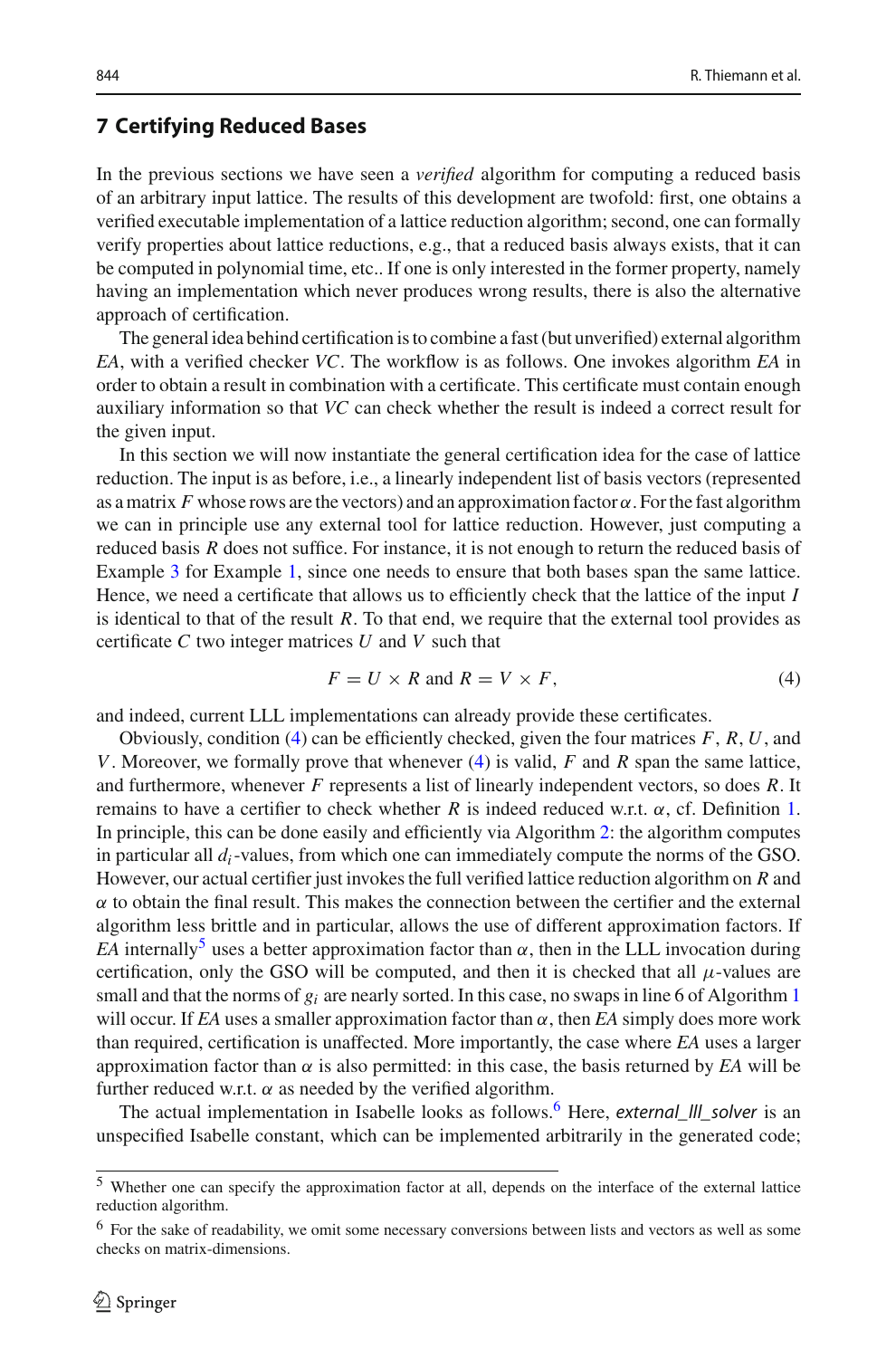## 7 Certifying Reduced Bases

In the previous sections we have seen a *verified* algorithm for computing a reduced basis of an arbitrary input lattice. The results of this development are twofold: first, one obtains a verified executable implementation of a lattice reduction algorithm; second, one can formally verify properties about lattice reductions, e.g., that a reduced basis always exists, that it can be computed in polynomial time, etc.. If one is only interested in the former property, namely having an implementation which never produces wrong results, there is also the alternative approach of certification.

The general idea behind certification is to combine a fast (but unverified) external algorithm *EA*, with a verified checker *VC*. The workflow is as follows. One invokes algorithm *EA* in order to obtain a result in combination with a certificate. This certificate must contain enough auxiliary information so that *VC* can check whether the result is indeed a correct result for the given input.

In this section we will now instantiate the general certification idea for the case of lattice reduction. The input is as before, i.e., a linearly independent list of basis vectors (represented as a matrix $F$ whose rows are the vectors) and an approximation factor $\alpha$. For the fast algorithm we can in principle use any external tool for lattice reduction. However, just computing a reduced basis $R$ does not suffice. For instance, it is not enough to return the reduced basis of Example 3 for Example 1, since one needs to ensure that both bases span the same lattice. Hence, we need a certificate that allows us to efficiently check that the lattice of the input $I$ is identical to that of the result $R$. To that end, we require that the external tool provides as certificate $C$ two integer matrices $U$ and $V$ such that

$$F = U \times R \text{ and } R = V \times F, \tag{4}$$

and indeed, current LLL implementations can already provide these certificates.

Obviously, condition (4) can be efficiently checked, given the four matrices $F$, $R$, $U$, and $V$. Moreover, we formally prove that whenever (4) is valid, $F$ and $R$ span the same lattice, and furthermore, whenever $F$ represents a list of linearly independent vectors, so does $R$. It remains to have a certifier to check whether $R$ is indeed reduced w.r.t. $\alpha$, cf. Definition 1. In principle, this can be done easily and efficiently via Algorithm 2: the algorithm computes in particular all $d_i$-values, from which one can immediately compute the norms of the GSO. However, our actual certifier just invokes the full verified lattice reduction algorithm on $R$ and $\alpha$ to obtain the final result. This makes the connection between the certifier and the external algorithm less brittle and in particular, allows the use of different approximation factors. If *EA* internally[5] uses a better approximation factor than $\alpha$, then in the LLL invocation during certification, only the GSO will be computed, and then it is checked that all $\mu$-values are small and that the norms of $g_i$ are nearly sorted. In this case, no swaps in line 6 of Algorithm 1 will occur. If *EA* uses a smaller approximation factor than $\alpha$, then *EA* simply does more work than required, certification is unaffected. More importantly, the case where *EA* uses a larger approximation factor than $\alpha$ is also permitted: in this case, the basis returned by *EA* will be further reduced w.r.t. $\alpha$ as needed by the verified algorithm.

The actual implementation in Isabelle looks as follows.[6] Here, *external_lll_solver* is an unspecified Isabelle constant, which can be implemented arbitrarily in the generated code;

[5] Whether one can specify the approximation factor at all, depends on the interface of the external lattice reduction algorithm.

[6] For the sake of readability, we omit some necessary conversions between lists and vectors as well as some checks on matrix-dimensions.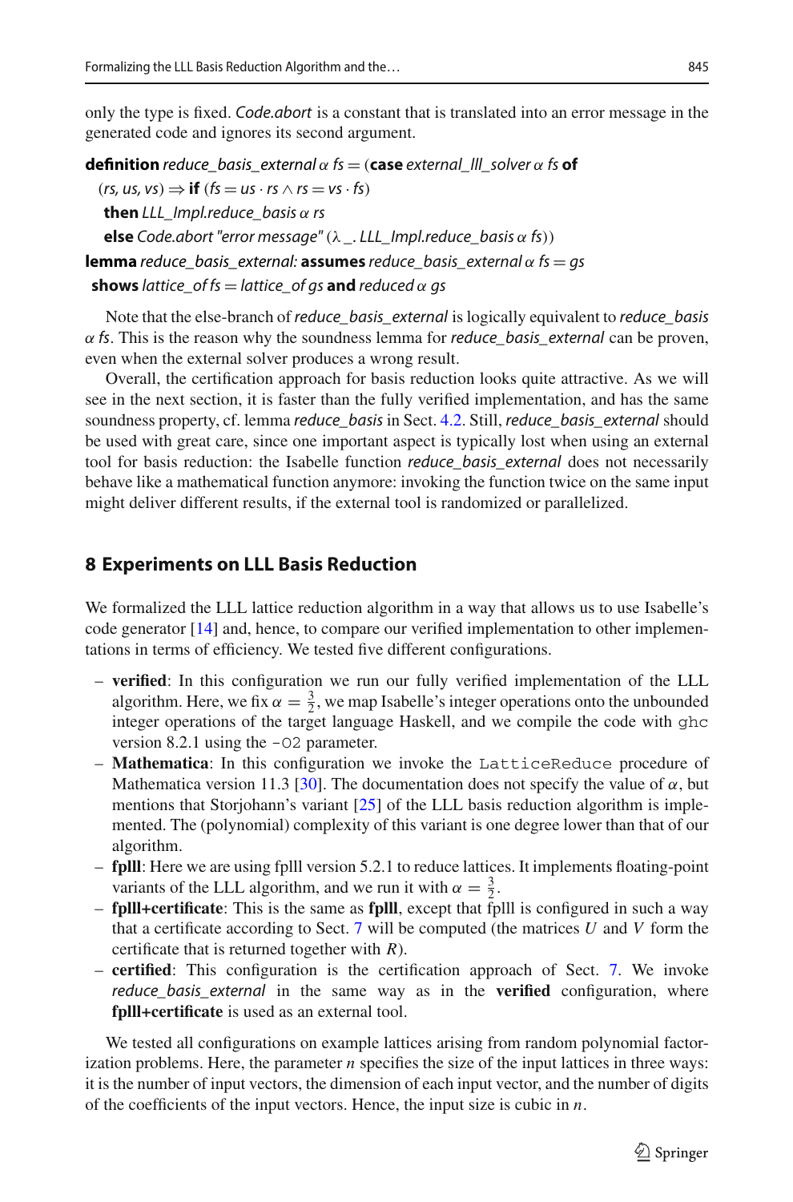only the type is fixed. *Code.abort* is a constant that is translated into an error message in the generated code and ignores its second argument.

**definition** *reduce_basis_external* $\alpha$ *fs* = (**case** *external_lll_solver* $\alpha$ *fs* **of**
  (*rs, us, vs*) $\Rightarrow$ **if** (*fs* = *us* $\cdot$ *rs* $\wedge$ *rs* = *vs* $\cdot$ *fs*)
   **then** *LLL_Impl.reduce_basis* $\alpha$ *rs*
   **else** *Code.abort "error message"* ($\lambda$ _. *LLL_Impl.reduce_basis* $\alpha$ *fs*))
**lemma** *reduce_basis_external:* **assumes** *reduce_basis_external* $\alpha$ *fs* = *gs*
 **shows** *lattice_of fs* = *lattice_of gs* **and** *reduced* $\alpha$ *gs*

Note that the else-branch of *reduce_basis_external* is logically equivalent to *reduce_basis* $\alpha$ *fs*. This is the reason why the soundness lemma for *reduce_basis_external* can be proven, even when the external solver produces a wrong result.

Overall, the certification approach for basis reduction looks quite attractive. As we will see in the next section, it is faster than the fully verified implementation, and has the same soundness property, cf. lemma *reduce_basis* in Sect. 4.2. Still, *reduce_basis_external* should be used with great care, since one important aspect is typically lost when using an external tool for basis reduction: the Isabelle function *reduce_basis_external* does not necessarily behave like a mathematical function anymore: invoking the function twice on the same input might deliver different results, if the external tool is randomized or parallelized.

## 8 Experiments on LLL Basis Reduction

We formalized the LLL lattice reduction algorithm in a way that allows us to use Isabelle's code generator [14] and, hence, to compare our verified implementation to other implementations in terms of efficiency. We tested five different configurations.

– **verified**: In this configuration we run our fully verified implementation of the LLL algorithm. Here, we fix $\alpha = \frac{3}{2}$, we map Isabelle's integer operations onto the unbounded integer operations of the target language Haskell, and we compile the code with `ghc` version 8.2.1 using the `-O2` parameter.
– **Mathematica**: In this configuration we invoke the `LatticeReduce` procedure of Mathematica version 11.3 [30]. The documentation does not specify the value of $\alpha$, but mentions that Storjohann's variant [25] of the LLL basis reduction algorithm is implemented. The (polynomial) complexity of this variant is one degree lower than that of our algorithm.
– **fplll**: Here we are using fplll version 5.2.1 to reduce lattices. It implements floating-point variants of the LLL algorithm, and we run it with $\alpha = \frac{3}{2}$.
– **fplll+certificate**: This is the same as **fplll**, except that fplll is configured in such a way that a certificate according to Sect. 7 will be computed (the matrices $U$ and $V$ form the certificate that is returned together with $R$).
– **certified**: This configuration is the certification approach of Sect. 7. We invoke *reduce_basis_external* in the same way as in the **verified** configuration, where **fplll+certificate** is used as an external tool.

We tested all configurations on example lattices arising from random polynomial factorization problems. Here, the parameter $n$ specifies the size of the input lattices in three ways: it is the number of input vectors, the dimension of each input vector, and the number of digits of the coefficients of the input vectors. Hence, the input size is cubic in $n$.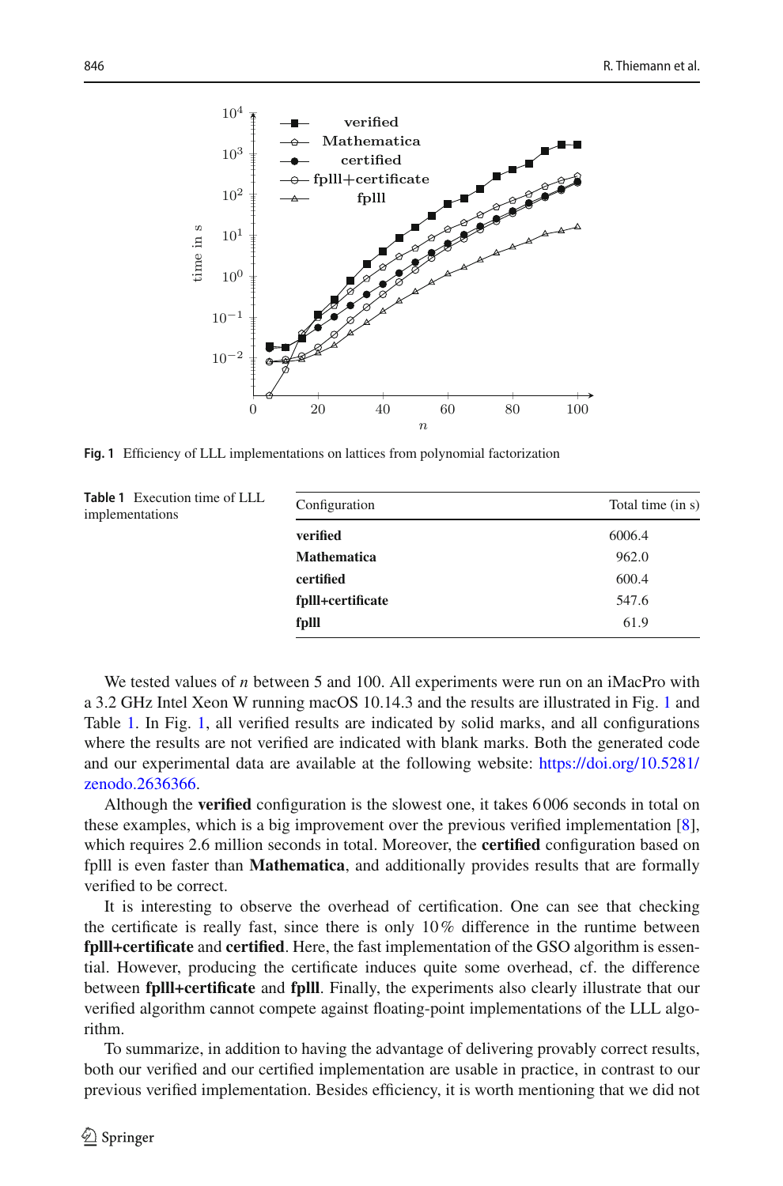Fig. 1 Efficiency of LLL implementations on lattices from polynomial factorization

Table 1 Execution time of LLL implementations

| Configuration | Total time (in s) |
| --- | --- |
| **verified** | 6006.4 |
| **Mathematica** | 962.0 |
| **certified** | 600.4 |
| **fplll+certificate** | 547.6 |
| **fplll** | 61.9 |

We tested values of $n$ between 5 and 100. All experiments were run on an iMacPro with a 3.2 GHz Intel Xeon W running macOS 10.14.3 and the results are illustrated in Fig. 1 and Table 1. In Fig. 1, all verified results are indicated by solid marks, and all configurations where the results are not verified are indicated with blank marks. Both the generated code and our experimental data are available at the following website: https://doi.org/10.5281/zenodo.2636366.

Although the **verified** configuration is the slowest one, it takes 6 006 seconds in total on these examples, which is a big improvement over the previous verified implementation [8], which requires 2.6 million seconds in total. Moreover, the **certified** configuration based on fplll is even faster than **Mathematica**, and additionally provides results that are formally verified to be correct.

It is interesting to observe the overhead of certification. One can see that checking the certificate is really fast, since there is only 10 % difference in the runtime between **fplll+certificate** and **certified**. Here, the fast implementation of the GSO algorithm is essential. However, producing the certificate induces quite some overhead, cf. the difference between **fplll+certificate** and **fplll**. Finally, the experiments also clearly illustrate that our verified algorithm cannot compete against floating-point implementations of the LLL algorithm.

To summarize, in addition to having the advantage of delivering provably correct results, both our verified and our certified implementation are usable in practice, in contrast to our previous verified implementation. Besides efficiency, it is worth mentioning that we did not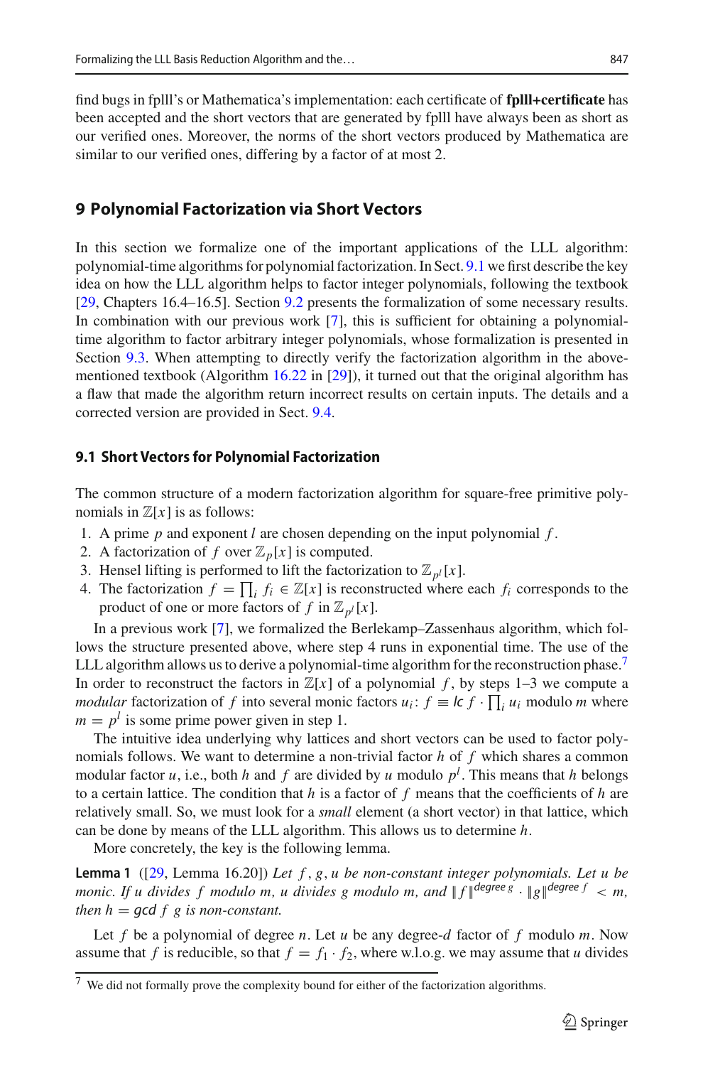find bugs in fplll's or Mathematica's implementation: each certificate of **fplll+certificate** has been accepted and the short vectors that are generated by fplll have always been as short as our verified ones. Moreover, the norms of the short vectors produced by Mathematica are similar to our verified ones, differing by a factor of at most 2.

## 9 Polynomial Factorization via Short Vectors

In this section we formalize one of the important applications of the LLL algorithm: polynomial-time algorithms for polynomial factorization. In Sect. 9.1 we first describe the key idea on how the LLL algorithm helps to factor integer polynomials, following the textbook [29, Chapters 16.4–16.5]. Section 9.2 presents the formalization of some necessary results. In combination with our previous work [7], this is sufficient for obtaining a polynomial-time algorithm to factor arbitrary integer polynomials, whose formalization is presented in Section 9.3. When attempting to directly verify the factorization algorithm in the above-mentioned textbook (Algorithm 16.22 in [29]), it turned out that the original algorithm has a flaw that made the algorithm return incorrect results on certain inputs. The details and a corrected version are provided in Sect. 9.4.

### 9.1 Short Vectors for Polynomial Factorization

The common structure of a modern factorization algorithm for square-free primitive polynomials in $\mathbb{Z}[x]$ is as follows:

1. A prime $p$ and exponent $l$ are chosen depending on the input polynomial $f$.
2. A factorization of $f$ over $\mathbb{Z}_p[x]$ is computed.
3. Hensel lifting is performed to lift the factorization to $\mathbb{Z}_{p^l}[x]$.
4. The factorization $f = \prod_i f_i \in \mathbb{Z}[x]$ is reconstructed where each $f_i$ corresponds to the product of one or more factors of $f$ in $\mathbb{Z}_{p^l}[x]$.

In a previous work [7], we formalized the Berlekamp–Zassenhaus algorithm, which follows the structure presented above, where step 4 runs in exponential time. The use of the LLL algorithm allows us to derive a polynomial-time algorithm for the reconstruction phase.[7] In order to reconstruct the factors in $\mathbb{Z}[x]$ of a polynomial $f$, by steps 1–3 we compute a *modular* factorization of $f$ into several monic factors $u_i$: $f \equiv \mathit{lc}\ f \cdot \prod_i u_i$ modulo $m$ where $m = p^l$ is some prime power given in step 1.

The intuitive idea underlying why lattices and short vectors can be used to factor polynomials follows. We want to determine a non-trivial factor $h$ of $f$ which shares a common modular factor $u$, i.e., both $h$ and $f$ are divided by $u$ modulo $p^l$. This means that $h$ belongs to a certain lattice. The condition that $h$ is a factor of $f$ means that the coefficients of $h$ are relatively small. So, we must look for a *small* element (a short vector) in that lattice, which can be done by means of the LLL algorithm. This allows us to determine $h$.

More concretely, the key is the following lemma.

**Lemma 1** ([29, Lemma 16.20]) *Let $f, g, u$ be non-constant integer polynomials. Let $u$ be monic. If $u$ divides $f$ modulo $m$, $u$ divides $g$ modulo $m$, and $\|f\|^{\mathit{degree}\ g} \cdot \|g\|^{\mathit{degree}\ f} < m$, then $h = \mathit{gcd}\ f\ g$ is non-constant.*

Let $f$ be a polynomial of degree $n$. Let $u$ be any degree-$d$ factor of $f$ modulo $m$. Now assume that $f$ is reducible, so that $f = f_1 \cdot f_2$, where w.l.o.g. we may assume that $u$ divides

[7] We did not formally prove the complexity bound for either of the factorization algorithms.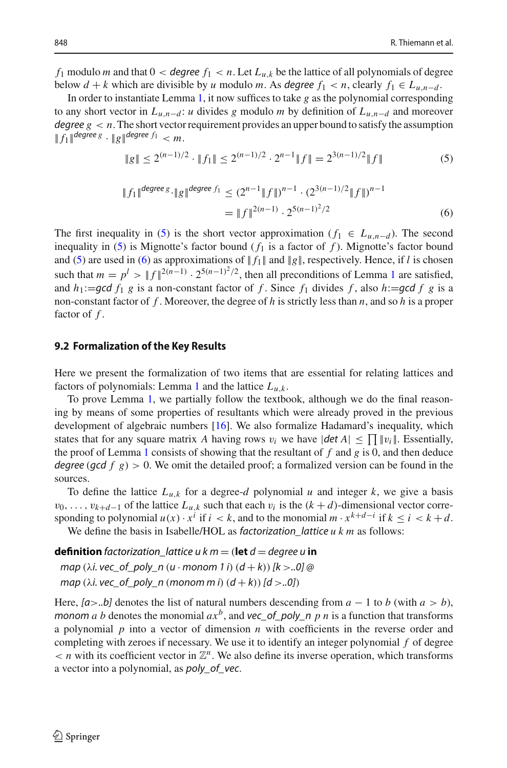$f_1$ modulo $m$ and that $0 < \mathit{degree}\ f_1 < n$. Let $L_{u,k}$ be the lattice of all polynomials of degree below $d + k$ which are divisible by $u$ modulo $m$. As $\mathit{degree}\ f_1 < n$, clearly $f_1 \in L_{u,n-d}$.

In order to instantiate Lemma 1, it now suffices to take $g$ as the polynomial corresponding to any short vector in $L_{u,n-d}$: $u$ divides $g$ modulo $m$ by definition of $L_{u,n-d}$ and moreover $\mathit{degree}\ g < n$. The short vector requirement provides an upper bound to satisfy the assumption $\|f_1\|^{\mathit{degree}\ g} \cdot \|g\|^{\mathit{degree}\ f_1} < m$.

$$\|g\| \leq 2^{(n-1)/2} \cdot \|f_1\| \leq 2^{(n-1)/2} \cdot 2^{n-1}\|f\| = 2^{3(n-1)/2}\|f\| \tag{5}$$

$$\begin{aligned}\|f_1\|^{\mathit{degree}\ g} \cdot \|g\|^{\mathit{degree}\ f_1} &\leq (2^{n-1}\|f\|)^{n-1} \cdot (2^{3(n-1)/2}\|f\|)^{n-1} \\ &= \|f\|^{2(n-1)} \cdot 2^{5(n-1)^2/2}\end{aligned} \tag{6}$$

The first inequality in (5) is the short vector approximation ($f_1 \in L_{u,n-d}$). The second inequality in (5) is Mignotte's factor bound ($f_1$ is a factor of $f$). Mignotte's factor bound and (5) are used in (6) as approximations of $\|f_1\|$ and $\|g\|$, respectively. Hence, if $l$ is chosen such that $m = p^l > \|f\|^{2(n-1)} \cdot 2^{5(n-1)^2/2}$, then all preconditions of Lemma 1 are satisfied, and $h_1 := \mathit{gcd}\ f_1\ g$ is a non-constant factor of $f$. Since $f_1$ divides $f$, also $h := \mathit{gcd}\ f\ g$ is a non-constant factor of $f$. Moreover, the degree of $h$ is strictly less than $n$, and so $h$ is a proper factor of $f$.

### 9.2 Formalization of the Key Results

Here we present the formalization of two items that are essential for relating lattices and factors of polynomials: Lemma 1 and the lattice $L_{u,k}$.

To prove Lemma 1, we partially follow the textbook, although we do the final reasoning by means of some properties of resultants which were already proved in the previous development of algebraic numbers [16]. We also formalize Hadamard's inequality, which states that for any square matrix $A$ having rows $v_i$ we have $|\mathit{det}\ A| \leq \prod \|v_i\|$. Essentially, the proof of Lemma 1 consists of showing that the resultant of $f$ and $g$ is 0, and then deduce $\mathit{degree}\ (\mathit{gcd}\ f\ g) > 0$. We omit the detailed proof; a formalized version can be found in the sources.

To define the lattice $L_{u,k}$ for a degree-$d$ polynomial $u$ and integer $k$, we give a basis $v_0, \ldots, v_{k+d-1}$ of the lattice $L_{u,k}$ such that each $v_i$ is the $(k+d)$-dimensional vector corresponding to polynomial $u(x) \cdot x^i$ if $i < k$, and to the monomial $m \cdot x^{k+d-i}$ if $k \leq i < k + d$.

We define the basis in Isabelle/HOL as *factorization_lattice u k m* as follows:

**definition** *factorization_lattice u k m* = (**let** *d* = *degree u* **in**
  *map* (*λi. vec_of_poly_n* (*u* · *monom 1 i*) (*d* + *k*)) *[k >..0]* @
  *map* (*λi. vec_of_poly_n* (*monom m i*) (*d* + *k*)) *[d >..0]*)

Here, *[a>..b]* denotes the list of natural numbers descending from $a - 1$ to $b$ (with $a > b$), *monom a b* denotes the monomial $ax^b$, and *vec_of_poly_n p n* is a function that transforms a polynomial $p$ into a vector of dimension $n$ with coefficients in the reverse order and completing with zeroes if necessary. We use it to identify an integer polynomial $f$ of degree $< n$ with its coefficient vector in $\mathbb{Z}^n$. We also define its inverse operation, which transforms a vector into a polynomial, as *poly_of_vec*.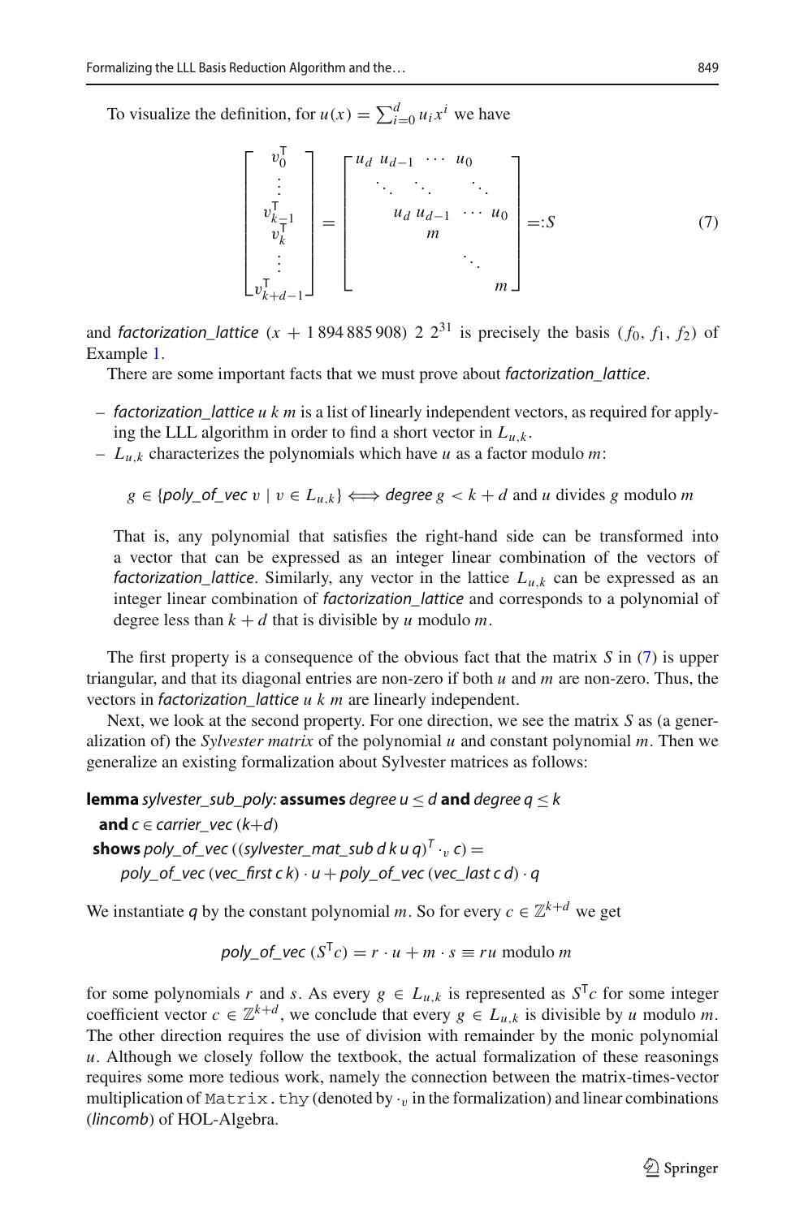To visualize the definition, for $u(x) = \sum_{i=0}^{d} u_i x^i$ we have

$$\begin{bmatrix} v_0^{\mathsf{T}} \\ \vdots \\ v_{k-1}^{\mathsf{T}} \\ v_k^{\mathsf{T}} \\ \vdots \\ v_{k+d-1}^{\mathsf{T}} \end{bmatrix} = \begin{bmatrix} u_d & u_{d-1} & \cdots & u_0 & & & \\ & \ddots & \ddots & & \ddots & & \\ & & u_d & u_{d-1} & \cdots & u_0 & \\ & & & m & & & \\ & & & & & \ddots & \\ & & & & & & m \end{bmatrix} =: S \tag{7}$$

and *factorization_lattice* $(x + 1\,894\,885\,908)$ 2 $2^{31}$ is precisely the basis $(f_0, f_1, f_2)$ of Example 1.

There are some important facts that we must prove about *factorization_lattice*.

- *factorization_lattice* $u$ $k$ $m$ is a list of linearly independent vectors, as required for applying the LLL algorithm in order to find a short vector in $L_{u,k}$.
- $L_{u,k}$ characterizes the polynomials which have $u$ as a factor modulo $m$:

  $g \in \{$*poly_of_vec* $v \mid v \in L_{u,k}\} \iff$ *degree* $g < k + d$ and $u$ divides $g$ modulo $m$

  That is, any polynomial that satisfies the right-hand side can be transformed into a vector that can be expressed as an integer linear combination of the vectors of *factorization_lattice*. Similarly, any vector in the lattice $L_{u,k}$ can be expressed as an integer linear combination of *factorization_lattice* and corresponds to a polynomial of degree less than $k + d$ that is divisible by $u$ modulo $m$.

The first property is a consequence of the obvious fact that the matrix $S$ in (7) is upper triangular, and that its diagonal entries are non-zero if both $u$ and $m$ are non-zero. Thus, the vectors in *factorization_lattice* $u$ $k$ $m$ are linearly independent.

Next, we look at the second property. For one direction, we see the matrix $S$ as (a generalization of) the *Sylvester matrix* of the polynomial $u$ and constant polynomial $m$. Then we generalize an existing formalization about Sylvester matrices as follows:

**lemma** *sylvester_sub_poly:* **assumes** *degree u* $\le$ *d* **and** *degree q* $\le$ *k*
  **and** *c* $\in$ *carrier_vec* (*k*+*d*)
 **shows** *poly_of_vec* ((*sylvester_mat_sub d k u q*)$^T \cdot_v$ *c*) =
   *poly_of_vec* (*vec_first c k*) $\cdot$ *u* + *poly_of_vec* (*vec_last c d*) $\cdot$ *q*

We instantiate *q* by the constant polynomial $m$. So for every $c \in \mathbb{Z}^{k+d}$ we get

$$\textit{poly\_of\_vec}\ (S^{\mathsf{T}} c) = r \cdot u + m \cdot s \equiv ru \text{ modulo } m$$

for some polynomials $r$ and $s$. As every $g \in L_{u,k}$ is represented as $S^{\mathsf{T}} c$ for some integer coefficient vector $c \in \mathbb{Z}^{k+d}$, we conclude that every $g \in L_{u,k}$ is divisible by $u$ modulo $m$. The other direction requires the use of division with remainder by the monic polynomial $u$. Although we closely follow the textbook, the actual formalization of these reasonings requires some more tedious work, namely the connection between the matrix-times-vector multiplication of `Matrix.thy` (denoted by $\cdot_v$ in the formalization) and linear combinations (*lincomb*) of HOL-Algebra.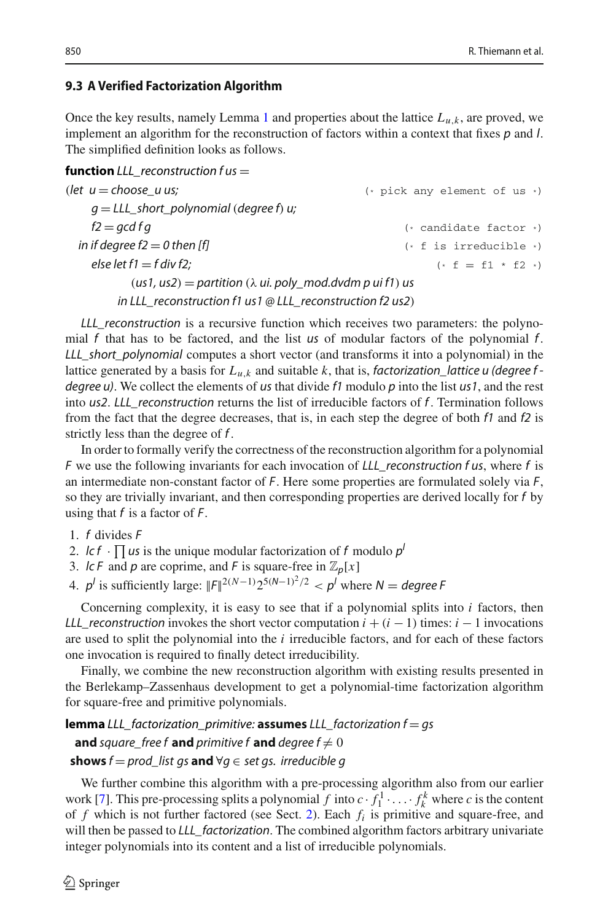### 9.3 A Verified Factorization Algorithm

Once the key results, namely Lemma 1 and properties about the lattice $L_{u,k}$, are proved, we implement an algorithm for the reconstruction of factors within a context that fixes *p* and *l*. The simplified definition looks as follows.

```
function LLL_reconstruction f us =
(let  u = choose_u us;                                    (* pick any element of us *)
    g = LLL_short_polynomial (degree f) u;
    f2 = gcd f g                                               (* candidate factor *)
  in if degree f2 = 0 then [f]                                  (* f is irreducible *)
    else let f1 = f div f2;                                      (* f = f1 * f2 *)
          (us1, us2) = partition (λ ui. poly_mod.dvdm p ui f1) us
        in LLL_reconstruction f1 us1 @ LLL_reconstruction f2 us2)
```

*LLL_reconstruction* is a recursive function which receives two parameters: the polynomial *f* that has to be factored, and the list *us* of modular factors of the polynomial *f*. *LLL_short_polynomial* computes a short vector (and transforms it into a polynomial) in the lattice generated by a basis for $L_{u,k}$ and suitable *k*, that is, *factorization_lattice u (degree f - degree u)*. We collect the elements of *us* that divide *f1* modulo *p* into the list *us1*, and the rest into *us2*. *LLL_reconstruction* returns the list of irreducible factors of *f*. Termination follows from the fact that the degree decreases, that is, in each step the degree of both *f1* and *f2* is strictly less than the degree of *f*.

In order to formally verify the correctness of the reconstruction algorithm for a polynomial *F* we use the following invariants for each invocation of *LLL_reconstruction f us*, where *f* is an intermediate non-constant factor of *F*. Here some properties are formulated solely via *F*, so they are trivially invariant, and then corresponding properties are derived locally for *f* by using that *f* is a factor of *F*.

1. *f* divides *F*
2. *lc f* $\cdot \prod$ *us* is the unique modular factorization of *f* modulo $p^l$
3. *lc F* and *p* are coprime, and *F* is square-free in $\mathbb{Z}_p[x]$
4. $p^l$ is sufficiently large: $\|F\|^{2(N-1)} 2^{5(N-1)^2/2} < p^l$ where $N = \mathit{degree}\ F$

Concerning complexity, it is easy to see that if a polynomial splits into $i$ factors, then *LLL_reconstruction* invokes the short vector computation $i + (i-1)$ times: $i-1$ invocations are used to split the polynomial into the $i$ irreducible factors, and for each of these factors one invocation is required to finally detect irreducibility.

Finally, we combine the new reconstruction algorithm with existing results presented in the Berlekamp–Zassenhaus development to get a polynomial-time factorization algorithm for square-free and primitive polynomials.

**lemma** *LLL_factorization_primitive:* **assumes** *LLL_factorization f = gs*
  **and** *square_free f* **and** *primitive f* **and** *degree f* $\neq 0$
**shows** *f = prod_list gs* **and** $\forall g \in$ *set gs. irreducible g*

We further combine this algorithm with a pre-processing algorithm also from our earlier work [7]. This pre-processing splits a polynomial $f$ into $c \cdot f_1^1 \cdot \ldots \cdot f_k^k$ where $c$ is the content of $f$ which is not further factored (see Sect. 2). Each $f_i$ is primitive and square-free, and will then be passed to *LLL_factorization*. The combined algorithm factors arbitrary univariate integer polynomials into its content and a list of irreducible polynomials.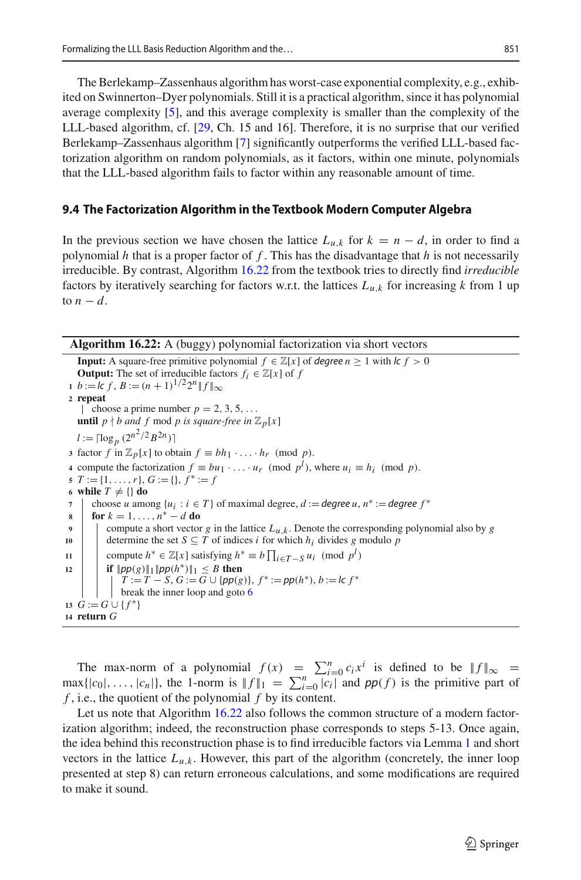The Berlekamp–Zassenhaus algorithm has worst-case exponential complexity, e.g., exhibited on Swinnerton–Dyer polynomials. Still it is a practical algorithm, since it has polynomial average complexity [5], and this average complexity is smaller than the complexity of the LLL-based algorithm, cf. [29, Ch. 15 and 16]. Therefore, it is no surprise that our verified Berlekamp–Zassenhaus algorithm [7] significantly outperforms the verified LLL-based factorization algorithm on random polynomials, as it factors, within one minute, polynomials that the LLL-based algorithm fails to factor within any reasonable amount of time.

### 9.4 The Factorization Algorithm in the Textbook Modern Computer Algebra

In the previous section we have chosen the lattice $L_{u,k}$ for $k = n - d$, in order to find a polynomial $h$ that is a proper factor of $f$. This has the disadvantage that $h$ is not necessarily irreducible. By contrast, Algorithm 16.22 from the textbook tries to directly find *irreducible* factors by iteratively searching for factors w.r.t. the lattices $L_{u,k}$ for increasing $k$ from 1 up to $n - d$.

**Algorithm 16.22:** A (buggy) polynomial factorization via short vectors

```
   Input: A square-free primitive polynomial f ∈ ℤ[x] of degree n ≥ 1 with lc f > 0
   Output: The set of irreducible factors f_i ∈ ℤ[x] of f
1  b := lc f, B := (n+1)^{1/2} 2^n ‖f‖_∞
2  repeat
   |  choose a prime number p = 2, 3, 5, ...
   until p ∤ b and f mod p is square-free in ℤ_p[x]
   l := ⌈log_p (2^{n²/2} B^{2n})⌉
3  factor f in ℤ_p[x] to obtain f ≡ b h_1 · ... · h_r (mod p).
4  compute the factorization f ≡ b u_1 · ... · u_r (mod p^l), where u_i ≡ h_i (mod p).
5  T := {1, ..., r}, G := {}, f* := f
6  while T ≠ {} do
7  |  choose u among {u_i : i ∈ T} of maximal degree, d := degree u, n* := degree f*
8  |  for k = 1, ..., n* − d do
9  |  |  compute a short vector g in the lattice L_{u,k}. Denote the corresponding polynomial also by g
10 |  |  determine the set S ⊆ T of indices i for which h_i divides g modulo p
11 |  |  compute h* ∈ ℤ[x] satisfying h* ≡ b ∏_{i∈T−S} u_i (mod p^l)
12 |  |  if ‖pp(g)‖_1 ‖pp(h*)‖_1 ≤ B then
   |  |  |  T := T − S, G := G ∪ {pp(g)}, f* := pp(h*), b := lc f*
   |  |  |  break the inner loop and goto 6
13 G := G ∪ {f*}
14 return G
```

The max-norm of a polynomial $f(x) = \sum_{i=0}^{n} c_i x^i$ is defined to be $\|f\|_\infty = \max\{|c_0|, \dots, |c_n|\}$, the 1-norm is $\|f\|_1 = \sum_{i=0}^{n} |c_i|$ and $pp(f)$ is the primitive part of $f$, i.e., the quotient of the polynomial $f$ by its content.

Let us note that Algorithm 16.22 also follows the common structure of a modern factorization algorithm; indeed, the reconstruction phase corresponds to steps 5-13. Once again, the idea behind this reconstruction phase is to find irreducible factors via Lemma 1 and short vectors in the lattice $L_{u,k}$. However, this part of the algorithm (concretely, the inner loop presented at step 8) can return erroneous calculations, and some modifications are required to make it sound.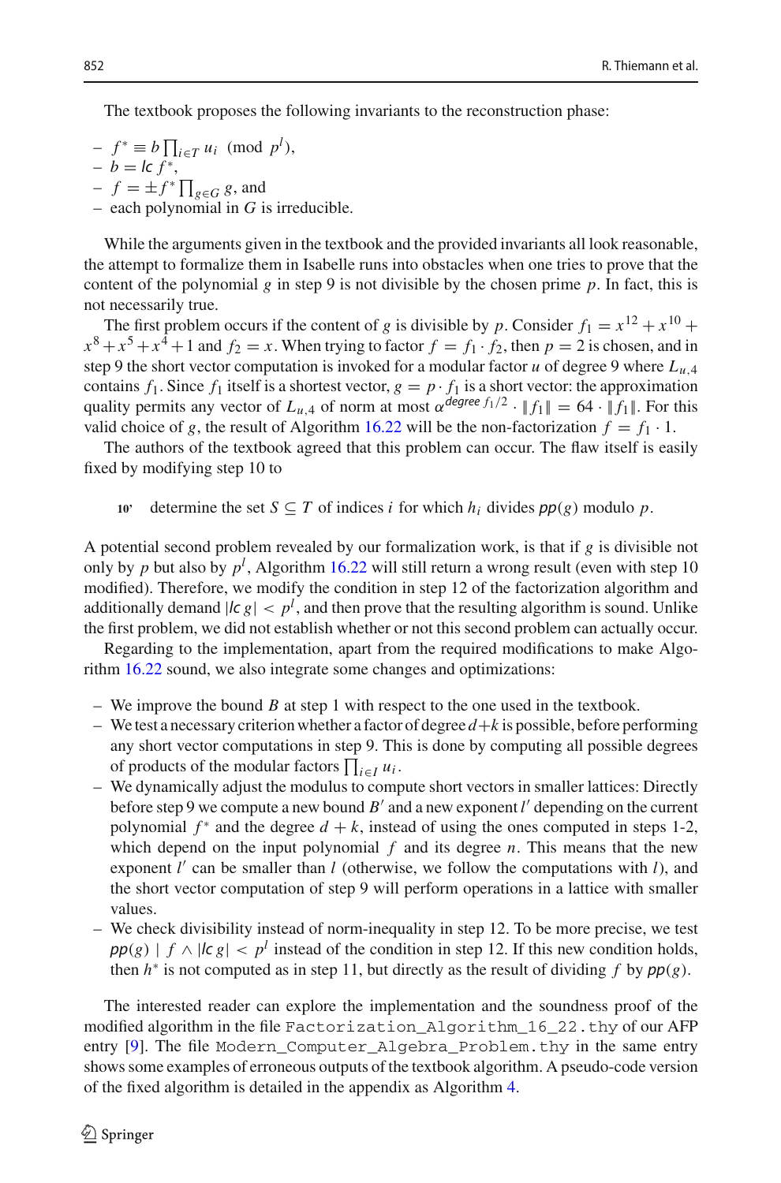The textbook proposes the following invariants to the reconstruction phase:

- $f^* \equiv b \prod_{i \in T} u_i \pmod{p^l}$,
- $b = \mathit{lc}\, f^*$,
- $f = \pm f^* \prod_{g \in G} g$, and
- each polynomial in $G$ is irreducible.

While the arguments given in the textbook and the provided invariants all look reasonable, the attempt to formalize them in Isabelle runs into obstacles when one tries to prove that the content of the polynomial $g$ in step 9 is not divisible by the chosen prime $p$. In fact, this is not necessarily true.

The first problem occurs if the content of $g$ is divisible by $p$. Consider $f_1 = x^{12} + x^{10} + x^8 + x^5 + x^4 + 1$ and $f_2 = x$. When trying to factor $f = f_1 \cdot f_2$, then $p = 2$ is chosen, and in step 9 the short vector computation is invoked for a modular factor $u$ of degree 9 where $L_{u,4}$ contains $f_1$. Since $f_1$ itself is a shortest vector, $g = p \cdot f_1$ is a short vector: the approximation quality permits any vector of $L_{u,4}$ of norm at most $\alpha^{\mathit{degree}\ f_1/2} \cdot \|f_1\| = 64 \cdot \|f_1\|$. For this valid choice of $g$, the result of Algorithm 16.22 will be the non-factorization $f = f_1 \cdot 1$.

The authors of the textbook agreed that this problem can occur. The flaw itself is easily fixed by modifying step 10 to

**10'** determine the set $S \subseteq T$ of indices $i$ for which $h_i$ divides $\mathit{pp}(g)$ modulo $p$.

A potential second problem revealed by our formalization work, is that if $g$ is divisible not only by $p$ but also by $p^l$, Algorithm 16.22 will still return a wrong result (even with step 10 modified). Therefore, we modify the condition in step 12 of the factorization algorithm and additionally demand $|\mathit{lc}\, g| < p^l$, and then prove that the resulting algorithm is sound. Unlike the first problem, we did not establish whether or not this second problem can actually occur.

Regarding to the implementation, apart from the required modifications to make Algorithm 16.22 sound, we also integrate some changes and optimizations:

- We improve the bound $B$ at step 1 with respect to the one used in the textbook.
- We test a necessary criterion whether a factor of degree $d+k$ is possible, before performing any short vector computations in step 9. This is done by computing all possible degrees of products of the modular factors $\prod_{i \in I} u_i$.
- We dynamically adjust the modulus to compute short vectors in smaller lattices: Directly before step 9 we compute a new bound $B'$ and a new exponent $l'$ depending on the current polynomial $f^*$ and the degree $d + k$, instead of using the ones computed in steps 1-2, which depend on the input polynomial $f$ and its degree $n$. This means that the new exponent $l'$ can be smaller than $l$ (otherwise, we follow the computations with $l$), and the short vector computation of step 9 will perform operations in a lattice with smaller values.
- We check divisibility instead of norm-inequality in step 12. To be more precise, we test $\mathit{pp}(g) \mid f \wedge |\mathit{lc}\, g| < p^l$ instead of the condition in step 12. If this new condition holds, then $h^*$ is not computed as in step 11, but directly as the result of dividing $f$ by $\mathit{pp}(g)$.

The interested reader can explore the implementation and the soundness proof of the modified algorithm in the file `Factorization_Algorithm_16_22.thy` of our AFP entry [9]. The file `Modern_Computer_Algebra_Problem.thy` in the same entry shows some examples of erroneous outputs of the textbook algorithm. A pseudo-code version of the fixed algorithm is detailed in the appendix as Algorithm 4.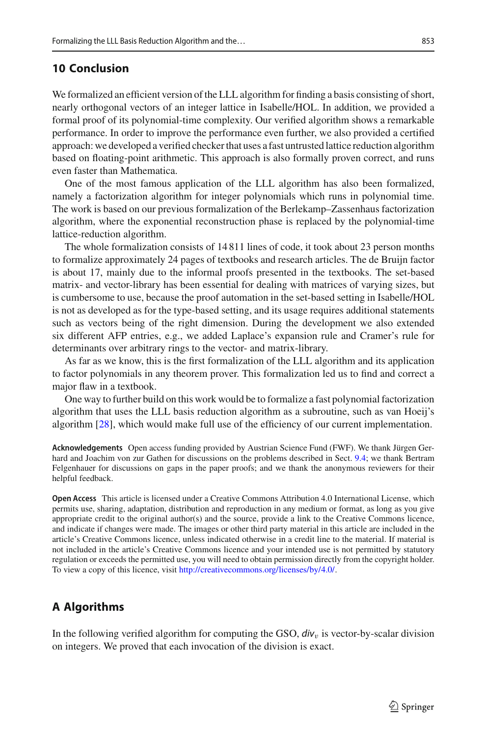## 10 Conclusion

We formalized an efficient version of the LLL algorithm for finding a basis consisting of short, nearly orthogonal vectors of an integer lattice in Isabelle/HOL. In addition, we provided a formal proof of its polynomial-time complexity. Our verified algorithm shows a remarkable performance. In order to improve the performance even further, we also provided a certified approach: we developed a verified checker that uses a fast untrusted lattice reduction algorithm based on floating-point arithmetic. This approach is also formally proven correct, and runs even faster than Mathematica.

One of the most famous application of the LLL algorithm has also been formalized, namely a factorization algorithm for integer polynomials which runs in polynomial time. The work is based on our previous formalization of the Berlekamp–Zassenhaus factorization algorithm, where the exponential reconstruction phase is replaced by the polynomial-time lattice-reduction algorithm.

The whole formalization consists of 14 811 lines of code, it took about 23 person months to formalize approximately 24 pages of textbooks and research articles. The de Bruijn factor is about 17, mainly due to the informal proofs presented in the textbooks. The set-based matrix- and vector-library has been essential for dealing with matrices of varying sizes, but is cumbersome to use, because the proof automation in the set-based setting in Isabelle/HOL is not as developed as for the type-based setting, and its usage requires additional statements such as vectors being of the right dimension. During the development we also extended six different AFP entries, e.g., we added Laplace's expansion rule and Cramer's rule for determinants over arbitrary rings to the vector- and matrix-library.

As far as we know, this is the first formalization of the LLL algorithm and its application to factor polynomials in any theorem prover. This formalization led us to find and correct a major flaw in a textbook.

One way to further build on this work would be to formalize a fast polynomial factorization algorithm that uses the LLL basis reduction algorithm as a subroutine, such as van Hoeij's algorithm [28], which would make full use of the efficiency of our current implementation.

**Acknowledgements** Open access funding provided by Austrian Science Fund (FWF). We thank Jürgen Gerhard and Joachim von zur Gathen for discussions on the problems described in Sect. 9.4; we thank Bertram Felgenhauer for discussions on gaps in the paper proofs; and we thank the anonymous reviewers for their helpful feedback.

**Open Access** This article is licensed under a Creative Commons Attribution 4.0 International License, which permits use, sharing, adaptation, distribution and reproduction in any medium or format, as long as you give appropriate credit to the original author(s) and the source, provide a link to the Creative Commons licence, and indicate if changes were made. The images or other third party material in this article are included in the article's Creative Commons licence, unless indicated otherwise in a credit line to the material. If material is not included in the article's Creative Commons licence and your intended use is not permitted by statutory regulation or exceeds the permitted use, you will need to obtain permission directly from the copyright holder. To view a copy of this licence, visit http://creativecommons.org/licenses/by/4.0/.

## A Algorithms

In the following verified algorithm for computing the GSO, $div_v$ is vector-by-scalar division on integers. We proved that each invocation of the division is exact.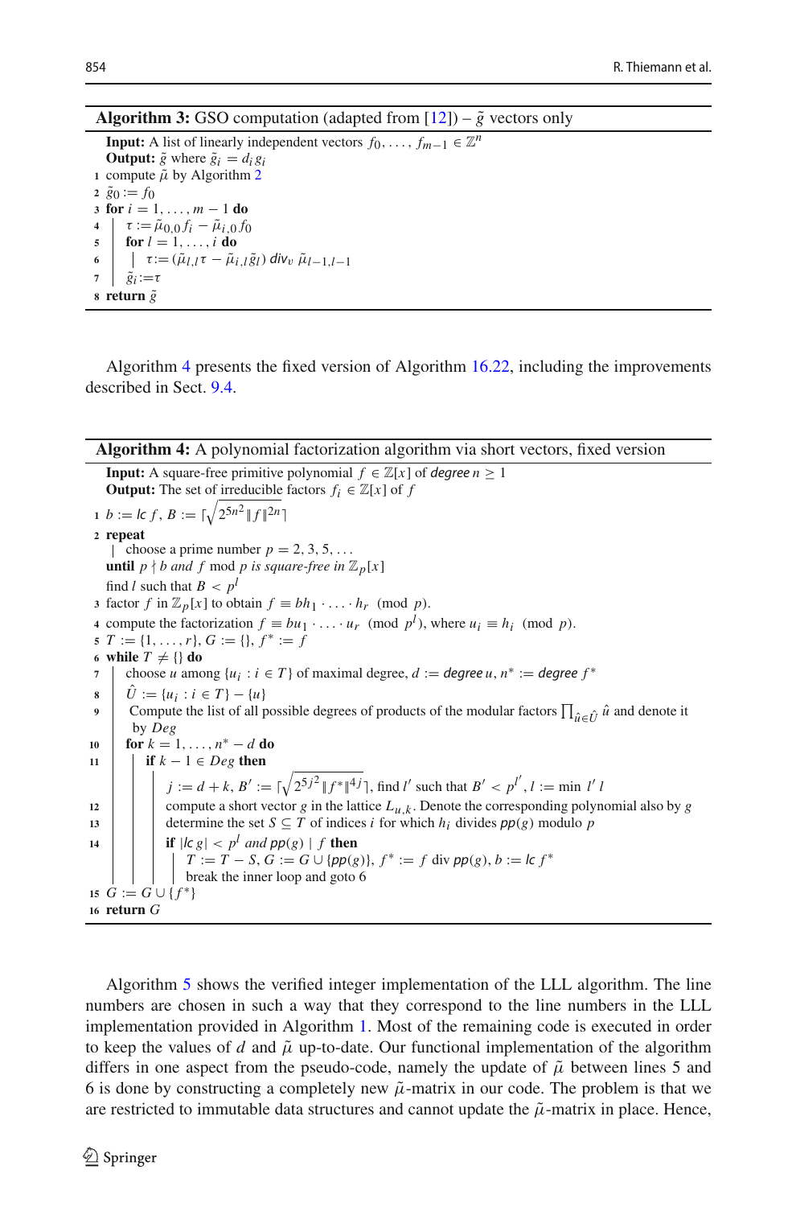**Algorithm 3:** GSO computation (adapted from [12]) – $\tilde{g}$ vectors only

```
Input: A list of linearly independent vectors f_0, ..., f_{m-1} ∈ Z^n
Output: g̃ where g̃_i = d_i g_i
1 compute μ̃ by Algorithm 2
2 g̃_0 := f_0
3 for i = 1, ..., m − 1 do
4 |   τ := μ̃_{0,0} f_i − μ̃_{i,0} f_0
5 |   for l = 1, ..., i do
6 |   |   τ := (μ̃_{l,l} τ − μ̃_{i,l} g̃_l) div_v μ̃_{l−1,l−1}
7 |   g̃_i := τ
8 return g̃
```

Algorithm 4 presents the fixed version of Algorithm 16.22, including the improvements described in Sect. 9.4.

**Algorithm 4:** A polynomial factorization algorithm via short vectors, fixed version

```
Input: A square-free primitive polynomial f ∈ Z[x] of degree n ≥ 1
Output: The set of irreducible factors f_i ∈ Z[x] of f
1 b := lc f, B := ⌈sqrt(2^{5n^2} ‖f‖^{2n})⌉
2 repeat
  |   choose a prime number p = 2, 3, 5, ...
  until p ∤ b and f mod p is square-free in Z_p[x]
  find l such that B < p^l
3 factor f in Z_p[x] to obtain f ≡ b h_1 · ... · h_r (mod p).
4 compute the factorization f ≡ b u_1 · ... · u_r (mod p^l), where u_i ≡ h_i (mod p).
5 T := {1, ..., r}, G := {}, f* := f
6 while T ≠ {} do
7  |   choose u among {u_i : i ∈ T} of maximal degree, d := degree u, n* := degree f*
8  |   Û := {u_i : i ∈ T} − {u}
9  |   Compute the list of all possible degrees of products of the modular factors ∏_{û∈Û} û and denote it
   |   by Deg
10 |   for k = 1, ..., n* − d do
11 |   |   if k − 1 ∈ Deg then
   |   |   |   j := d + k, B' := ⌈sqrt(2^{5j^2} ‖f*‖^{4j})⌉, find l' such that B' < p^{l'}, l := min l' l
12 |   |   |   compute a short vector g in the lattice L_{u,k}. Denote the corresponding polynomial also by g
13 |   |   |   determine the set S ⊆ T of indices i for which h_i divides pp(g) modulo p
14 |   |   |   if |lc g| < p^l and pp(g) | f then
   |   |   |   |   T := T − S, G := G ∪ {pp(g)}, f* := f div pp(g), b := lc f*
   |   |   |   |   break the inner loop and goto 6
15 G := G ∪ {f*}
16 return G
```

Algorithm 5 shows the verified integer implementation of the LLL algorithm. The line numbers are chosen in such a way that they correspond to the line numbers in the LLL implementation provided in Algorithm 1. Most of the remaining code is executed in order to keep the values of $d$ and $\tilde{\mu}$ up-to-date. Our functional implementation of the algorithm differs in one aspect from the pseudo-code, namely the update of $\tilde{\mu}$ between lines 5 and 6 is done by constructing a completely new $\tilde{\mu}$-matrix in our code. The problem is that we are restricted to immutable data structures and cannot update the $\tilde{\mu}$-matrix in place. Hence,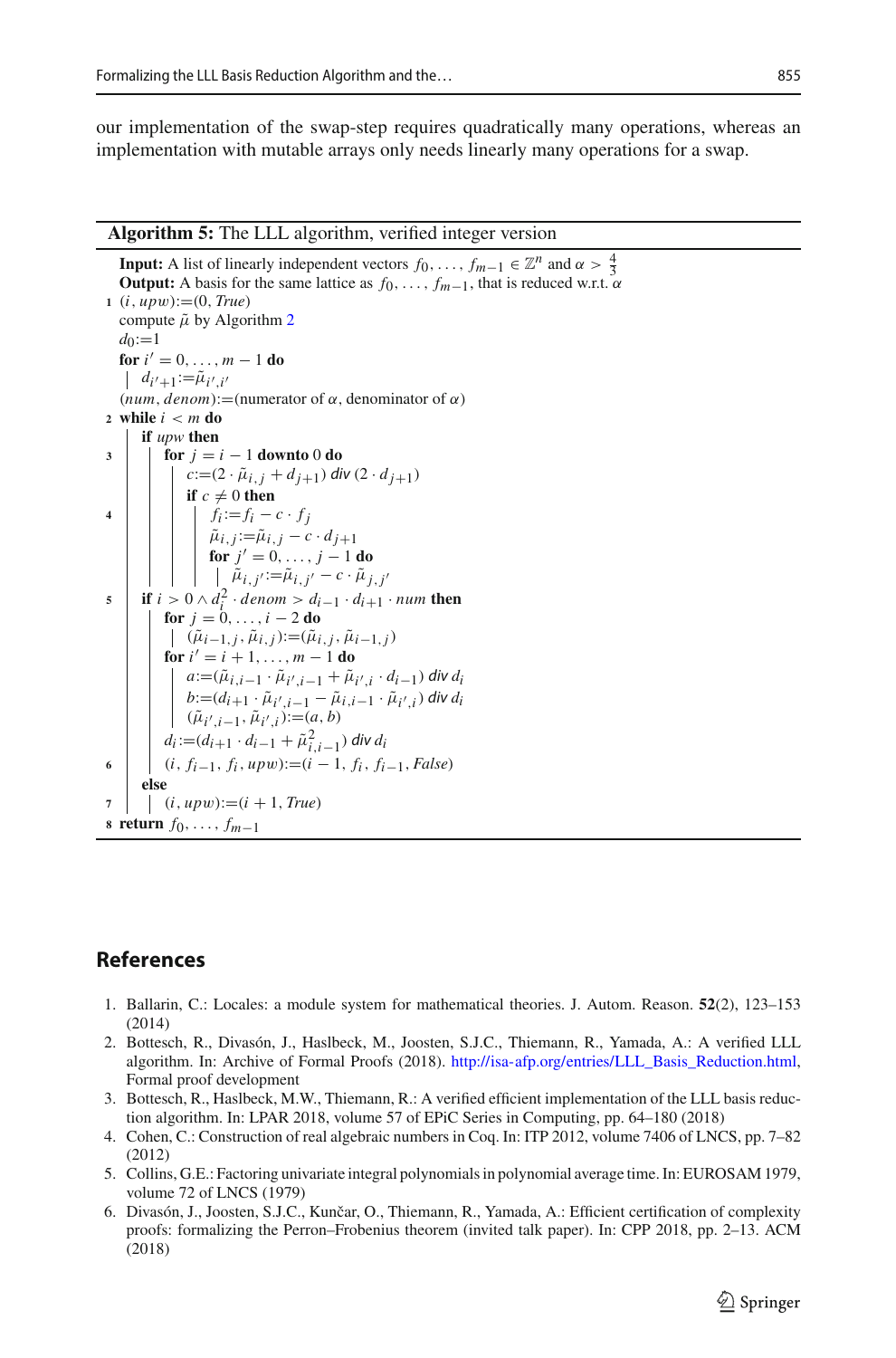our implementation of the swap-step requires quadratically many operations, whereas an implementation with mutable arrays only needs linearly many operations for a swap.

**Algorithm 5:** The LLL algorithm, verified integer version

```
Input: A list of linearly independent vectors f_0, ..., f_{m-1} ∈ Z^n and α > 4/3
Output: A basis for the same lattice as f_0, ..., f_{m-1}, that is reduced w.r.t. α
1  (i, upw) := (0, True)
   compute μ̃ by Algorithm 2
   d_0 := 1
   for i' = 0, ..., m − 1 do
   |  d_{i'+1} := μ̃_{i',i'}
   (num, denom) := (numerator of α, denominator of α)
2  while i < m do
     if upw then
3      for j = i − 1 downto 0 do
         c := (2 · μ̃_{i,j} + d_{j+1}) div (2 · d_{j+1})
         if c ≠ 0 then
4          f_i := f_i − c · f_j
           μ̃_{i,j} := μ̃_{i,j} − c · d_{j+1}
           for j' = 0, ..., j − 1 do
           |  μ̃_{i,j'} := μ̃_{i,j'} − c · μ̃_{j,j'}
5    if i > 0 ∧ d_i^2 · denom > d_{i−1} · d_{i+1} · num then
       for j = 0, ..., i − 2 do
       |  (μ̃_{i−1,j}, μ̃_{i,j}) := (μ̃_{i,j}, μ̃_{i−1,j})
       for i' = i + 1, ..., m − 1 do
         a := (μ̃_{i,i−1} · μ̃_{i',i−1} + μ̃_{i',i} · d_{i−1}) div d_i
         b := (d_{i+1} · μ̃_{i',i−1} − μ̃_{i,i−1} · μ̃_{i',i}) div d_i
         (μ̃_{i',i−1}, μ̃_{i',i}) := (a, b)
       d_i := (d_{i+1} · d_{i−1} + μ̃_{i,i−1}^2) div d_i
6      (i, f_{i−1}, f_i, upw) := (i − 1, f_i, f_{i−1}, False)
     else
7    |  (i, upw) := (i + 1, True)
8  return f_0, ..., f_{m−1}
```

## References

1. Ballarin, C.: Locales: a module system for mathematical theories. J. Autom. Reason. **52**(2), 123–153 (2014)
2. Bottesch, R., Divasón, J., Haslbeck, M., Joosten, S.J.C., Thiemann, R., Yamada, A.: A verified LLL algorithm. In: Archive of Formal Proofs (2018). http://isa-afp.org/entries/LLL_Basis_Reduction.html, Formal proof development
3. Bottesch, R., Haslbeck, M.W., Thiemann, R.: A verified efficient implementation of the LLL basis reduction algorithm. In: LPAR 2018, volume 57 of EPiC Series in Computing, pp. 64–180 (2018)
4. Cohen, C.: Construction of real algebraic numbers in Coq. In: ITP 2012, volume 7406 of LNCS, pp. 7–82 (2012)
5. Collins, G.E.: Factoring univariate integral polynomials in polynomial average time. In: EUROSAM 1979, volume 72 of LNCS (1979)
6. Divasón, J., Joosten, S.J.C., Kunčar, O., Thiemann, R., Yamada, A.: Efficient certification of complexity proofs: formalizing the Perron–Frobenius theorem (invited talk paper). In: CPP 2018, pp. 2–13. ACM (2018)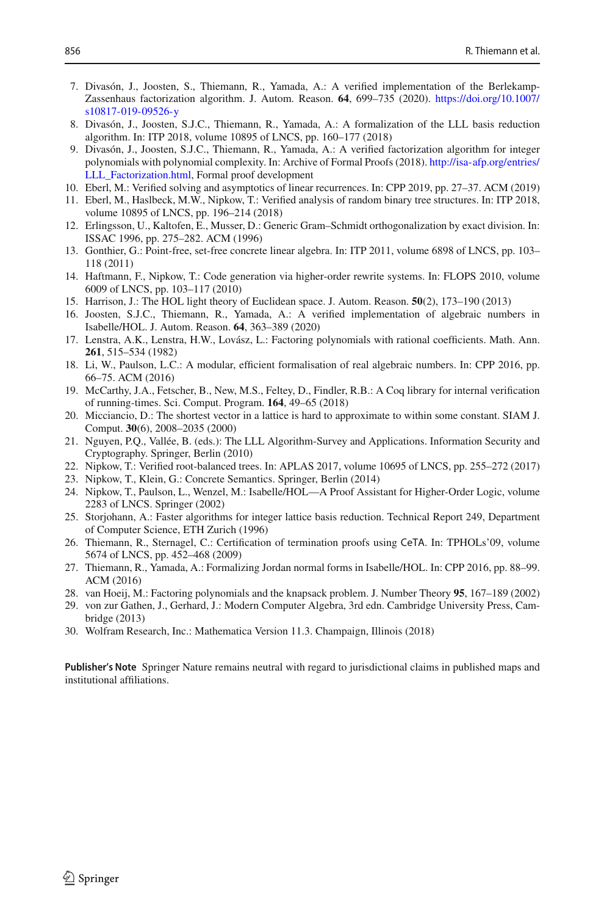7. Divasón, J., Joosten, S., Thiemann, R., Yamada, A.: A verified implementation of the Berlekamp-Zassenhaus factorization algorithm. J. Autom. Reason. **64**, 699–735 (2020). https://doi.org/10.1007/s10817-019-09526-y
8. Divasón, J., Joosten, S.J.C., Thiemann, R., Yamada, A.: A formalization of the LLL basis reduction algorithm. In: ITP 2018, volume 10895 of LNCS, pp. 160–177 (2018)
9. Divasón, J., Joosten, S.J.C., Thiemann, R., Yamada, A.: A verified factorization algorithm for integer polynomials with polynomial complexity. In: Archive of Formal Proofs (2018). http://isa-afp.org/entries/LLL_Factorization.html, Formal proof development
10. Eberl, M.: Verified solving and asymptotics of linear recurrences. In: CPP 2019, pp. 27–37. ACM (2019)
11. Eberl, M., Haslbeck, M.W., Nipkow, T.: Verified analysis of random binary tree structures. In: ITP 2018, volume 10895 of LNCS, pp. 196–214 (2018)
12. Erlingsson, U., Kaltofen, E., Musser, D.: Generic Gram–Schmidt orthogonalization by exact division. In: ISSAC 1996, pp. 275–282. ACM (1996)
13. Gonthier, G.: Point-free, set-free concrete linear algebra. In: ITP 2011, volume 6898 of LNCS, pp. 103–118 (2011)
14. Haftmann, F., Nipkow, T.: Code generation via higher-order rewrite systems. In: FLOPS 2010, volume 6009 of LNCS, pp. 103–117 (2010)
15. Harrison, J.: The HOL light theory of Euclidean space. J. Autom. Reason. **50**(2), 173–190 (2013)
16. Joosten, S.J.C., Thiemann, R., Yamada, A.: A verified implementation of algebraic numbers in Isabelle/HOL. J. Autom. Reason. **64**, 363–389 (2020)
17. Lenstra, A.K., Lenstra, H.W., Lovász, L.: Factoring polynomials with rational coefficients. Math. Ann. **261**, 515–534 (1982)
18. Li, W., Paulson, L.C.: A modular, efficient formalisation of real algebraic numbers. In: CPP 2016, pp. 66–75. ACM (2016)
19. McCarthy, J.A., Fetscher, B., New, M.S., Feltey, D., Findler, R.B.: A Coq library for internal verification of running-times. Sci. Comput. Program. **164**, 49–65 (2018)
20. Micciancio, D.: The shortest vector in a lattice is hard to approximate to within some constant. SIAM J. Comput. **30**(6), 2008–2035 (2000)
21. Nguyen, P.Q., Vallée, B. (eds.): The LLL Algorithm-Survey and Applications. Information Security and Cryptography. Springer, Berlin (2010)
22. Nipkow, T.: Verified root-balanced trees. In: APLAS 2017, volume 10695 of LNCS, pp. 255–272 (2017)
23. Nipkow, T., Klein, G.: Concrete Semantics. Springer, Berlin (2014)
24. Nipkow, T., Paulson, L., Wenzel, M.: Isabelle/HOL—A Proof Assistant for Higher-Order Logic, volume 2283 of LNCS. Springer (2002)
25. Storjohann, A.: Faster algorithms for integer lattice basis reduction. Technical Report 249, Department of Computer Science, ETH Zurich (1996)
26. Thiemann, R., Sternagel, C.: Certification of termination proofs using CeTA. In: TPHOLs'09, volume 5674 of LNCS, pp. 452–468 (2009)
27. Thiemann, R., Yamada, A.: Formalizing Jordan normal forms in Isabelle/HOL. In: CPP 2016, pp. 88–99. ACM (2016)
28. van Hoeij, M.: Factoring polynomials and the knapsack problem. J. Number Theory **95**, 167–189 (2002)
29. von zur Gathen, J., Gerhard, J.: Modern Computer Algebra, 3rd edn. Cambridge University Press, Cambridge (2013)
30. Wolfram Research, Inc.: Mathematica Version 11.3. Champaign, Illinois (2018)

**Publisher's Note** Springer Nature remains neutral with regard to jurisdictional claims in published maps and institutional affiliations.